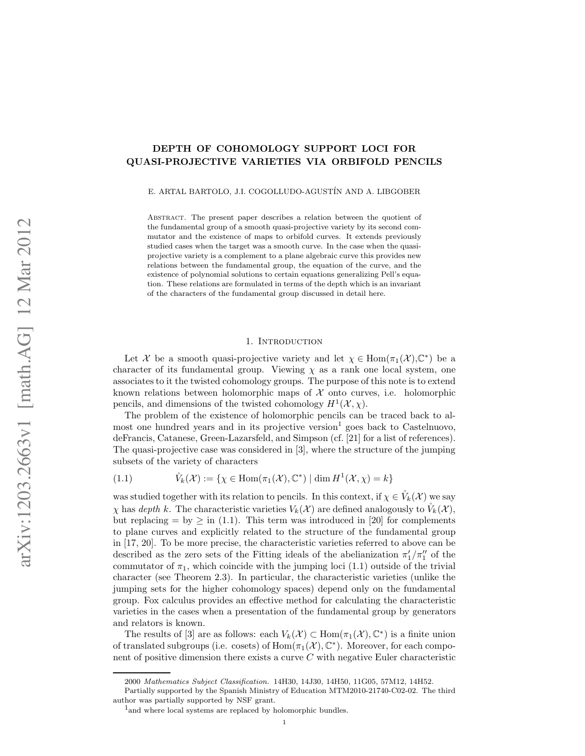# DEPTH OF COHOMOLOGY SUPPORT LOCI FOR QUASI-PROJECTIVE VARIETIES VIA ORBIFOLD PENCILS

E. ARTAL BARTOLO, J.I. COGOLLUDO-AGUSTÍN AND A. LIBGOBER

Abstract. The present paper describes a relation between the quotient of the fundamental group of a smooth quasi-projective variety by its second commutator and the existence of maps to orbifold curves. It extends previously studied cases when the target was a smooth curve. In the case when the quasi-projective variety is a complement to a plane algebraic curve this provides new relations between the fundamental group, the equation of the curve, and the existence of polynomial solutions to certain equations generalizing Pell's equation. These relations are formulated in terms of the depth which is an invariant of the characters of the fundamental group discussed in detail here.

## 1. Introduction

Let $\mathcal{X}$ be a smooth quasi-projective variety and let $\chi \in \operatorname{Hom}(\pi_1(\mathcal{X}),\mathbb{C}^*)$ be a character of its fundamental group. Viewing $\chi$ as a rank one local system, one associates to it the twisted cohomology groups. The purpose of this note is to extend known relations between holomorphic maps of $\mathcal{X}$ onto curves, i.e. holomorphic pencils, and dimensions of the twisted cohomology $H^1(\mathcal{X},\chi)$.

The problem of the existence of holomorphic pencils can be traced back to almost one hundred years and in its projective version[1] goes back to Castelnuovo, deFrancis, Catanese, Green-Lazarsfeld, and Simpson (cf. [21] for a list of references). The quasi-projective case was considered in [3], where the structure of the jumping subsets of the variety of characters

$$\mathring{V}_k(\mathcal{X}) := \{\chi \in \operatorname{Hom}(\pi_1(\mathcal{X}),\mathbb{C}^*) \mid \dim H^1(\mathcal{X},\chi) = k\} \tag{1.1}$$

was studied together with its relation to pencils. In this context, if $\chi \in \mathring{V}_k(\mathcal{X})$ we say $\chi$ has *depth* $k$. The characteristic varieties $V_k(\mathcal{X})$ are defined analogously to $\mathring{V}_k(\mathcal{X})$, but replacing $=$ by $\geq$ in (1.1). This term was introduced in [20] for complements to plane curves and explicitly related to the structure of the fundamental group in [17, 20]. To be more precise, the characteristic varieties referred to above can be described as the zero sets of the Fitting ideals of the abelianization $\pi_1'/\pi_1''$ of the commutator of $\pi_1$, which coincide with the jumping loci (1.1) outside of the trivial character (see Theorem 2.3). In particular, the characteristic varieties (unlike the jumping sets for the higher cohomology spaces) depend only on the fundamental group. Fox calculus provides an effective method for calculating the characteristic varieties in the cases when a presentation of the fundamental group by generators and relators is known.

The results of [3] are as follows: each $V_k(\mathcal{X}) \subset \operatorname{Hom}(\pi_1(\mathcal{X}),\mathbb{C}^*)$ is a finite union of translated subgroups (i.e. cosets) of $\operatorname{Hom}(\pi_1(\mathcal{X}),\mathbb{C}^*)$. Moreover, for each component of positive dimension there exists a curve $C$ with negative Euler characteristic

2000 *Mathematics Subject Classification.* 14H30, 14J30, 14H50, 11G05, 57M12, 14H52.

Partially supported by the Spanish Ministry of Education MTM2010-21740-C02-02. The third author was partially supported by NSF grant.

[1] and where local systems are replaced by holomorphic bundles.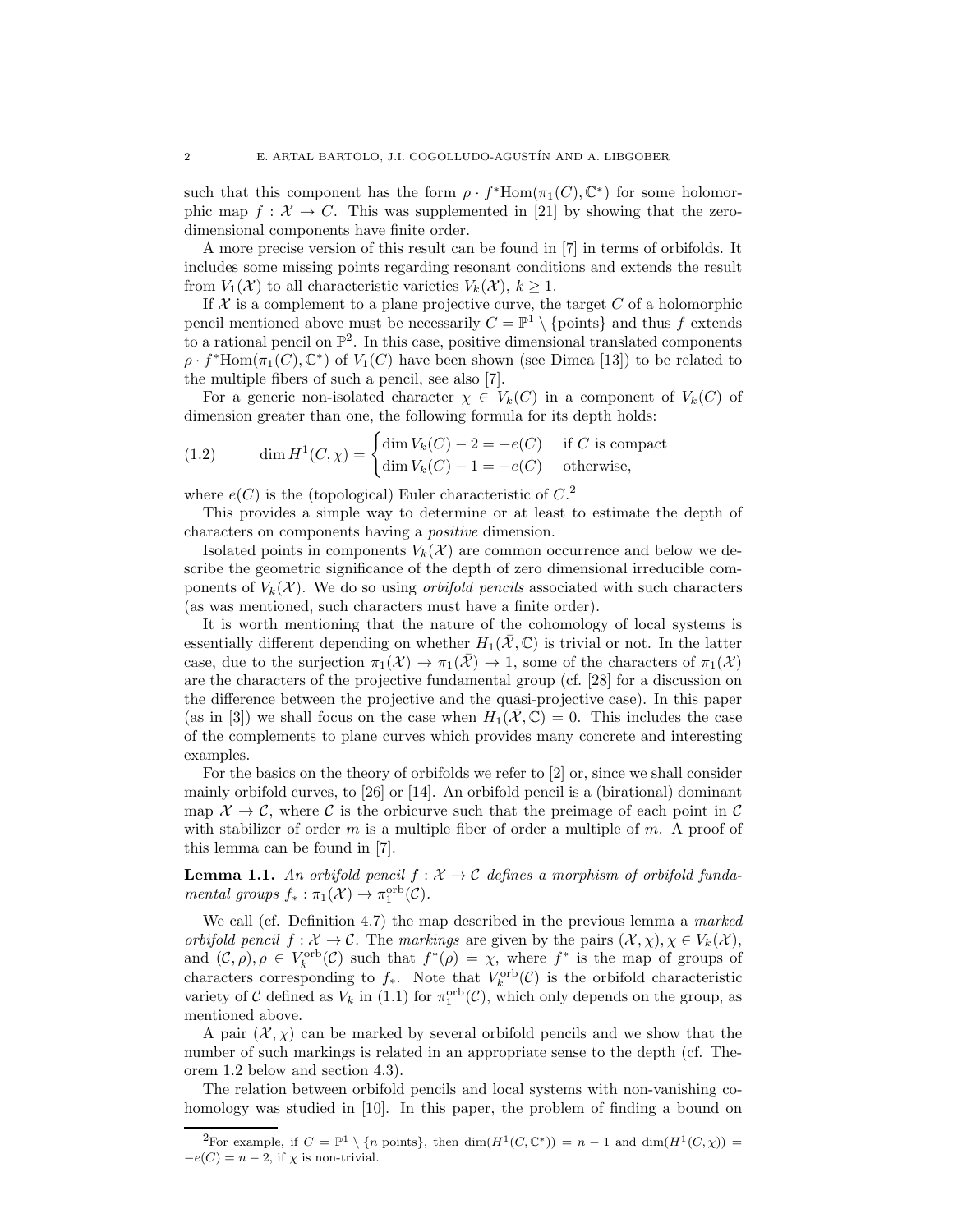such that this component has the form $\rho \cdot f^*\mathrm{Hom}(\pi_1(C), \mathbb{C}^*)$ for some holomorphic map $f : \mathcal{X} \to C$. This was supplemented in [21] by showing that the zero-dimensional components have finite order.

A more precise version of this result can be found in [7] in terms of orbifolds. It includes some missing points regarding resonant conditions and extends the result from $V_1(\mathcal{X})$ to all characteristic varieties $V_k(\mathcal{X})$, $k \geq 1$.

If $\mathcal{X}$ is a complement to a plane projective curve, the target $C$ of a holomorphic pencil mentioned above must be necessarily $C = \mathbb{P}^1 \setminus \{\text{points}\}$ and thus $f$ extends to a rational pencil on $\mathbb{P}^2$. In this case, positive dimensional translated components $\rho \cdot f^*\mathrm{Hom}(\pi_1(C), \mathbb{C}^*)$ of $V_1(C)$ have been shown (see Dimca [13]) to be related to the multiple fibers of such a pencil, see also [7].

For a generic non-isolated character $\chi \in V_k(C)$ in a component of $V_k(C)$ of dimension greater than one, the following formula for its depth holds:

$$
\dim H^1(C, \chi) = \begin{cases} \dim V_k(C) - 2 = -e(C) & \text{if } C \text{ is compact} \\ \dim V_k(C) - 1 = -e(C) & \text{otherwise,} \end{cases} \tag{1.2}
$$

where $e(C)$ is the (topological) Euler characteristic of $C$.[2]

This provides a simple way to determine or at least to estimate the depth of characters on components having a *positive* dimension.

Isolated points in components $V_k(\mathcal{X})$ are common occurrence and below we describe the geometric significance of the depth of zero dimensional irreducible components of $V_k(\mathcal{X})$. We do so using *orbifold pencils* associated with such characters (as was mentioned, such characters must have a finite order).

It is worth mentioning that the nature of the cohomology of local systems is essentially different depending on whether $H_1(\bar{\mathcal{X}}, \mathbb{C})$ is trivial or not. In the latter case, due to the surjection $\pi_1(\mathcal{X}) \to \pi_1(\bar{\mathcal{X}}) \to 1$, some of the characters of $\pi_1(\mathcal{X})$ are the characters of the projective fundamental group (cf. [28] for a discussion on the difference between the projective and the quasi-projective case). In this paper (as in [3]) we shall focus on the case when $H_1(\bar{\mathcal{X}}, \mathbb{C}) = 0$. This includes the case of the complements to plane curves which provides many concrete and interesting examples.

For the basics on the theory of orbifolds we refer to [2] or, since we shall consider mainly orbifold curves, to [26] or [14]. An orbifold pencil is a (birational) dominant map $\mathcal{X} \to \mathcal{C}$, where $\mathcal{C}$ is the orbicurve such that the preimage of each point in $\mathcal{C}$ with stabilizer of order $m$ is a multiple fiber of order a multiple of $m$. A proof of this lemma can be found in [7].

**Lemma 1.1.** *An orbifold pencil $f : \mathcal{X} \to \mathcal{C}$ defines a morphism of orbifold fundamental groups $f_* : \pi_1(\mathcal{X}) \to \pi_1^{\mathrm{orb}}(\mathcal{C})$.*

We call (cf. Definition 4.7) the map described in the previous lemma a *marked orbifold pencil* $f : \mathcal{X} \to \mathcal{C}$. The *markings* are given by the pairs $(\mathcal{X}, \chi), \chi \in V_k(\mathcal{X})$, and $(\mathcal{C}, \rho), \rho \in V_k^{\mathrm{orb}}(\mathcal{C})$ such that $f^*(\rho) = \chi$, where $f^*$ is the map of groups of characters corresponding to $f_*$. Note that $V_k^{\mathrm{orb}}(\mathcal{C})$ is the orbifold characteristic variety of $\mathcal{C}$ defined as $V_k$ in (1.1) for $\pi_1^{\mathrm{orb}}(\mathcal{C})$, which only depends on the group, as mentioned above.

A pair $(\mathcal{X}, \chi)$ can be marked by several orbifold pencils and we show that the number of such markings is related in an appropriate sense to the depth (cf. Theorem 1.2 below and section 4.3).

The relation between orbifold pencils and local systems with non-vanishing cohomology was studied in [10]. In this paper, the problem of finding a bound on

[2] For example, if $C = \mathbb{P}^1 \setminus \{n \text{ points}\}$, then $\dim(H^1(C, \mathbb{C}^*)) = n - 1$ and $\dim(H^1(C, \chi)) = -e(C) = n - 2$, if $\chi$ is non-trivial.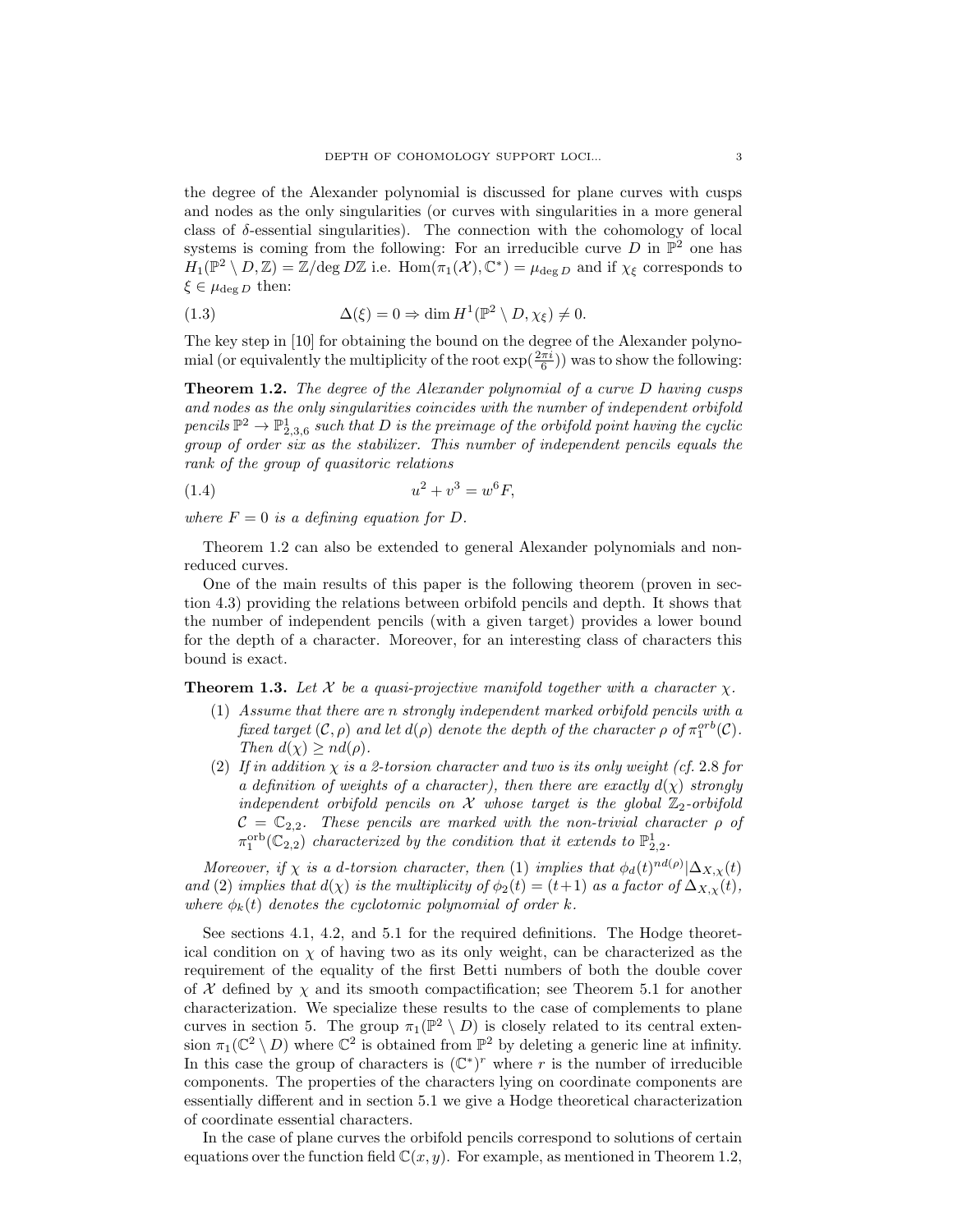the degree of the Alexander polynomial is discussed for plane curves with cusps and nodes as the only singularities (or curves with singularities in a more general class of $\delta$-essential singularities). The connection with the cohomology of local systems is coming from the following: For an irreducible curve $D$ in $\mathbb{P}^2$ one has $H_1(\mathbb{P}^2 \setminus D, \mathbb{Z}) = \mathbb{Z}/\deg D\mathbb{Z}$ i.e. $\mathrm{Hom}(\pi_1(\mathcal{X}), \mathbb{C}^*) = \mu_{\deg D}$ and if $\chi_\xi$ corresponds to $\xi \in \mu_{\deg D}$ then:

$$\Delta(\xi) = 0 \Rightarrow \dim H^1(\mathbb{P}^2 \setminus D, \chi_\xi) \neq 0. \tag{1.3}$$

The key step in [10] for obtaining the bound on the degree of the Alexander polynomial (or equivalently the multiplicity of the root $\exp(\frac{2\pi i}{6})$) was to show the following:

**Theorem 1.2.** *The degree of the Alexander polynomial of a curve $D$ having cusps and nodes as the only singularities coincides with the number of independent orbifold pencils $\mathbb{P}^2 \to \mathbb{P}^1_{2,3,6}$ such that $D$ is the preimage of the orbifold point having the cyclic group of order six as the stabilizer. This number of independent pencils equals the rank of the group of quasitoric relations*

$$u^2 + v^3 = w^6 F, \tag{1.4}$$

*where $F = 0$ is a defining equation for $D$.*

Theorem 1.2 can also be extended to general Alexander polynomials and non-reduced curves.

One of the main results of this paper is the following theorem (proven in section 4.3) providing the relations between orbifold pencils and depth. It shows that the number of independent pencils (with a given target) provides a lower bound for the depth of a character. Moreover, for an interesting class of characters this bound is exact.

**Theorem 1.3.** *Let $\mathcal{X}$ be a quasi-projective manifold together with a character $\chi$.*

1. *Assume that there are $n$ strongly independent marked orbifold pencils with a fixed target $(\mathcal{C}, \rho)$ and let $d(\rho)$ denote the depth of the character $\rho$ of $\pi_1^{orb}(\mathcal{C})$. Then $d(\chi) \geq nd(\rho)$.*
2. *If in addition $\chi$ is a 2-torsion character and two is its only weight (cf. 2.8 for a definition of weights of a character), then there are exactly $d(\chi)$ strongly independent orbifold pencils on $\mathcal{X}$ whose target is the global $\mathbb{Z}_2$-orbifold $\mathcal{C} = \mathbb{C}_{2,2}$. These pencils are marked with the non-trivial character $\rho$ of $\pi_1^{\mathrm{orb}}(\mathbb{C}_{2,2})$ characterized by the condition that it extends to $\mathbb{P}^1_{2,2}$.*

*Moreover, if $\chi$ is a $d$-torsion character, then (1) implies that $\phi_d(t)^{nd(\rho)} | \Delta_{X,\chi}(t)$ and (2) implies that $d(\chi)$ is the multiplicity of $\phi_2(t) = (t+1)$ as a factor of $\Delta_{X,\chi}(t)$, where $\phi_k(t)$ denotes the cyclotomic polynomial of order $k$.*

See sections 4.1, 4.2, and 5.1 for the required definitions. The Hodge theoretical condition on $\chi$ of having two as its only weight, can be characterized as the requirement of the equality of the first Betti numbers of both the double cover of $\mathcal{X}$ defined by $\chi$ and its smooth compactification; see Theorem 5.1 for another characterization. We specialize these results to the case of complements to plane curves in section 5. The group $\pi_1(\mathbb{P}^2 \setminus D)$ is closely related to its central extension $\pi_1(\mathbb{C}^2 \setminus D)$ where $\mathbb{C}^2$ is obtained from $\mathbb{P}^2$ by deleting a generic line at infinity. In this case the group of characters is $(\mathbb{C}^*)^r$ where $r$ is the number of irreducible components. The properties of the characters lying on coordinate components are essentially different and in section 5.1 we give a Hodge theoretical characterization of coordinate essential characters.

In the case of plane curves the orbifold pencils correspond to solutions of certain equations over the function field $\mathbb{C}(x, y)$. For example, as mentioned in Theorem 1.2,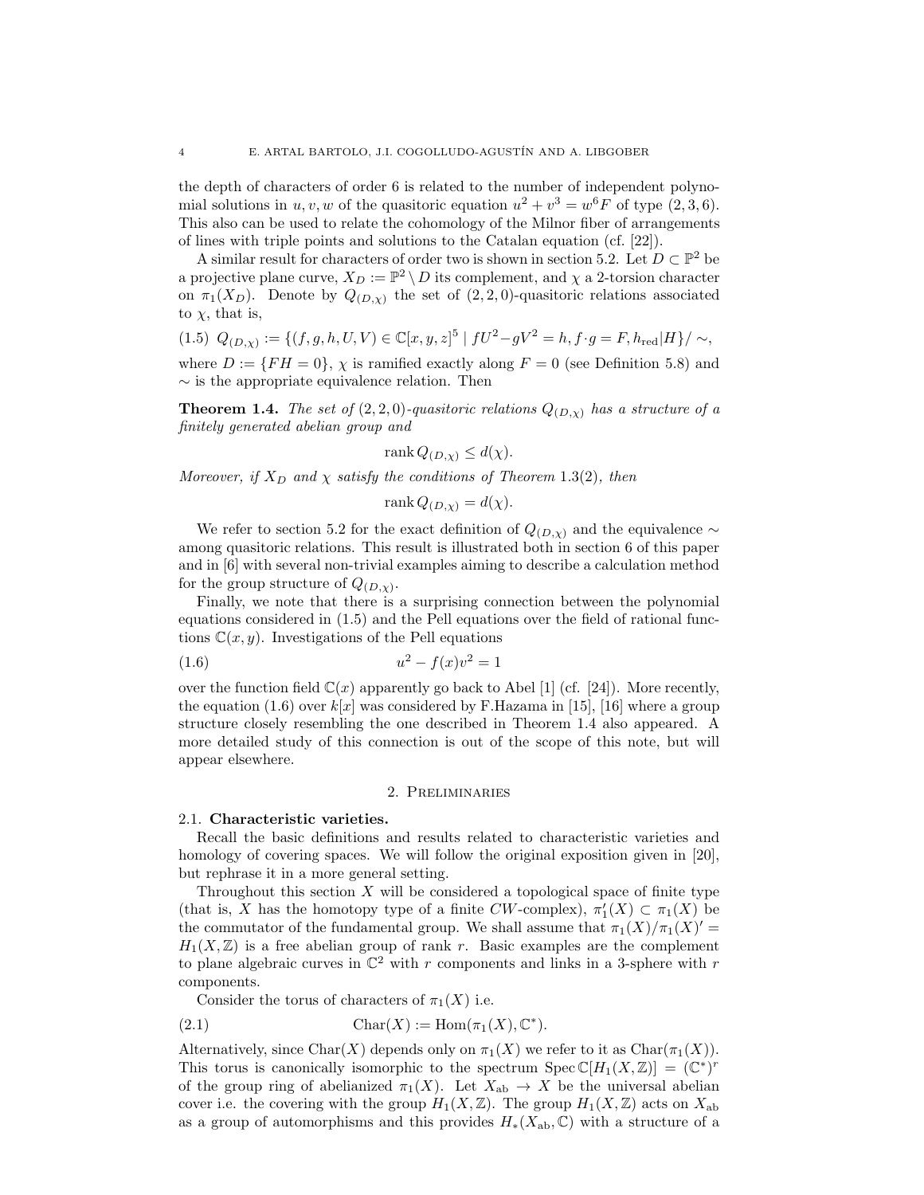the depth of characters of order 6 is related to the number of independent polynomial solutions in $u, v, w$ of the quasitoric equation $u^2 + v^3 = w^6 F$ of type $(2, 3, 6)$. This also can be used to relate the cohomology of the Milnor fiber of arrangements of lines with triple points and solutions to the Catalan equation (cf. [22]).

A similar result for characters of order two is shown in section 5.2. Let $D \subset \mathbb{P}^2$ be a projective plane curve, $X_D := \mathbb{P}^2 \setminus D$ its complement, and $\chi$ a 2-torsion character on $\pi_1(X_D)$. Denote by $Q_{(D,\chi)}$ the set of $(2, 2, 0)$-quasitoric relations associated to $\chi$, that is,

$$(1.5)\quad Q_{(D,\chi)} := \{(f, g, h, U, V) \in \mathbb{C}[x, y, z]^5 \mid fU^2 - gV^2 = h, f \cdot g = F, h_{\text{red}}|H\}/\sim,$$

where $D := \{FH = 0\}$, $\chi$ is ramified exactly along $F = 0$ (see Definition 5.8) and $\sim$ is the appropriate equivalence relation. Then

**Theorem 1.4.** *The set of $(2, 2, 0)$-quasitoric relations $Q_{(D,\chi)}$ has a structure of a finitely generated abelian group and*

$$\operatorname{rank} Q_{(D,\chi)} \leq d(\chi).$$

*Moreover, if $X_D$ and $\chi$ satisfy the conditions of Theorem 1.3(2), then*

$$\operatorname{rank} Q_{(D,\chi)} = d(\chi).$$

We refer to section 5.2 for the exact definition of $Q_{(D,\chi)}$ and the equivalence $\sim$ among quasitoric relations. This result is illustrated both in section 6 of this paper and in [6] with several non-trivial examples aiming to describe a calculation method for the group structure of $Q_{(D,\chi)}$.

Finally, we note that there is a surprising connection between the polynomial equations considered in (1.5) and the Pell equations over the field of rational functions $\mathbb{C}(x, y)$. Investigations of the Pell equations

$$(1.6)\qquad u^2 - f(x)v^2 = 1$$

over the function field $\mathbb{C}(x)$ apparently go back to Abel [1] (cf. [24]). More recently, the equation (1.6) over $k[x]$ was considered by F.Hazama in [15], [16] where a group structure closely resembling the one described in Theorem 1.4 also appeared. A more detailed study of this connection is out of the scope of this note, but will appear elsewhere.

## 2. Preliminaries

### 2.1. Characteristic varieties.

Recall the basic definitions and results related to characteristic varieties and homology of covering spaces. We will follow the original exposition given in [20], but rephrase it in a more general setting.

Throughout this section $X$ will be considered a topological space of finite type (that is, $X$ has the homotopy type of a finite $CW$-complex), $\pi_1'(X) \subset \pi_1(X)$ be the commutator of the fundamental group. We shall assume that $\pi_1(X)/\pi_1(X)' = H_1(X, \mathbb{Z})$ is a free abelian group of rank $r$. Basic examples are the complement to plane algebraic curves in $\mathbb{C}^2$ with $r$ components and links in a 3-sphere with $r$ components.

Consider the torus of characters of $\pi_1(X)$ i.e.

$$(2.1)\qquad \operatorname{Char}(X) := \operatorname{Hom}(\pi_1(X), \mathbb{C}^*).$$

Alternatively, since $\operatorname{Char}(X)$ depends only on $\pi_1(X)$ we refer to it as $\operatorname{Char}(\pi_1(X))$. This torus is canonically isomorphic to the spectrum $\operatorname{Spec} \mathbb{C}[H_1(X, \mathbb{Z})] = (\mathbb{C}^*)^r$ of the group ring of abelianized $\pi_1(X)$. Let $X_{\text{ab}} \to X$ be the universal abelian cover i.e. the covering with the group $H_1(X, \mathbb{Z})$. The group $H_1(X, \mathbb{Z})$ acts on $X_{\text{ab}}$ as a group of automorphisms and this provides $H_*(X_{\text{ab}}, \mathbb{C})$ with a structure of a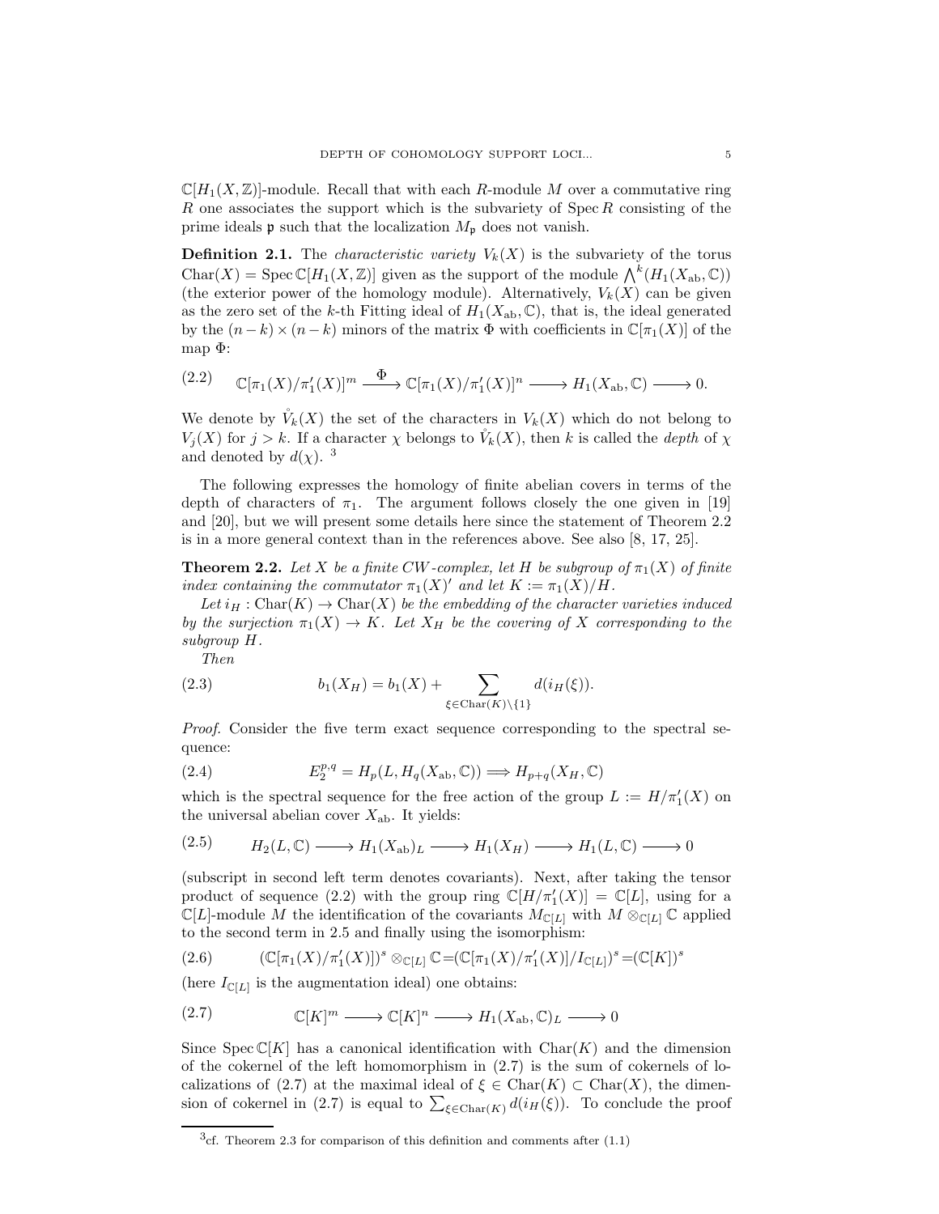$\mathbb{C}[H_1(X,\mathbb{Z})]$-module. Recall that with each $R$-module $M$ over a commutative ring $R$ one associates the support which is the subvariety of $\operatorname{Spec} R$ consisting of the prime ideals $\mathfrak{p}$ such that the localization $M_{\mathfrak{p}}$ does not vanish.

**Definition 2.1.** The *characteristic variety* $V_k(X)$ is the subvariety of the torus $\operatorname{Char}(X) = \operatorname{Spec} \mathbb{C}[H_1(X,\mathbb{Z})]$ given as the support of the module $\bigwedge^k(H_1(X_{\mathrm{ab}},\mathbb{C}))$ (the exterior power of the homology module). Alternatively, $V_k(X)$ can be given as the zero set of the $k$-th Fitting ideal of $H_1(X_{\mathrm{ab}},\mathbb{C})$, that is, the ideal generated by the $(n-k)\times(n-k)$ minors of the matrix $\Phi$ with coefficients in $\mathbb{C}[\pi_1(X)]$ of the map $\Phi$:

$$\mathbb{C}[\pi_1(X)/\pi_1'(X)]^m \xrightarrow{\ \Phi\ } \mathbb{C}[\pi_1(X)/\pi_1'(X)]^n \longrightarrow H_1(X_{\mathrm{ab}},\mathbb{C}) \longrightarrow 0. \tag{2.2}$$

We denote by $\mathring{V}_k(X)$ the set of the characters in $V_k(X)$ which do not belong to $V_j(X)$ for $j > k$. If a character $\chi$ belongs to $\mathring{V}_k(X)$, then $k$ is called the *depth* of $\chi$ and denoted by $d(\chi)$. [3]

The following expresses the homology of finite abelian covers in terms of the depth of characters of $\pi_1$. The argument follows closely the one given in [19] and [20], but we will present some details here since the statement of Theorem 2.2 is in a more general context than in the references above. See also [8, 17, 25].

**Theorem 2.2.** *Let $X$ be a finite CW-complex, let $H$ be subgroup of $\pi_1(X)$ of finite index containing the commutator $\pi_1(X)'$ and let $K := \pi_1(X)/H$.*

*Let $i_H : \operatorname{Char}(K) \to \operatorname{Char}(X)$ be the embedding of the character varieties induced by the surjection $\pi_1(X) \to K$. Let $X_H$ be the covering of $X$ corresponding to the subgroup $H$.*

*Then*

$$b_1(X_H) = b_1(X) + \sum_{\xi \in \operatorname{Char}(K)\setminus\{1\}} d(i_H(\xi)). \tag{2.3}$$

*Proof.* Consider the five term exact sequence corresponding to the spectral sequence:

$$E_2^{p,q} = H_p(L, H_q(X_{\mathrm{ab}},\mathbb{C})) \Longrightarrow H_{p+q}(X_H,\mathbb{C}) \tag{2.4}$$

which is the spectral sequence for the free action of the group $L := H/\pi_1'(X)$ on the universal abelian cover $X_{\mathrm{ab}}$. It yields:

$$H_2(L,\mathbb{C}) \longrightarrow H_1(X_{\mathrm{ab}})_L \longrightarrow H_1(X_H) \longrightarrow H_1(L,\mathbb{C}) \longrightarrow 0 \tag{2.5}$$

(subscript in second left term denotes covariants). Next, after taking the tensor product of sequence (2.2) with the group ring $\mathbb{C}[H/\pi_1'(X)] = \mathbb{C}[L]$, using for a $\mathbb{C}[L]$-module $M$ the identification of the covariants $M_{\mathbb{C}[L]}$ with $M \otimes_{\mathbb{C}[L]} \mathbb{C}$ applied to the second term in 2.5 and finally using the isomorphism:

$$(\mathbb{C}[\pi_1(X)/\pi_1'(X)])^s \otimes_{\mathbb{C}[L]} \mathbb{C} = (\mathbb{C}[\pi_1(X)/\pi_1'(X)]/I_{\mathbb{C}[L]})^s = (\mathbb{C}[K])^s \tag{2.6}$$

(here $I_{\mathbb{C}[L]}$ is the augmentation ideal) one obtains:

$$\mathbb{C}[K]^m \longrightarrow \mathbb{C}[K]^n \longrightarrow H_1(X_{\mathrm{ab}},\mathbb{C})_L \longrightarrow 0 \tag{2.7}$$

Since $\operatorname{Spec} \mathbb{C}[K]$ has a canonical identification with $\operatorname{Char}(K)$ and the dimension of the cokernel of the left homomorphism in (2.7) is the sum of cokernels of localizations of (2.7) at the maximal ideal of $\xi \in \operatorname{Char}(K) \subset \operatorname{Char}(X)$, the dimension of cokernel in (2.7) is equal to $\sum_{\xi \in \operatorname{Char}(K)} d(i_H(\xi))$. To conclude the proof

[3] cf. Theorem 2.3 for comparison of this definition and comments after (1.1)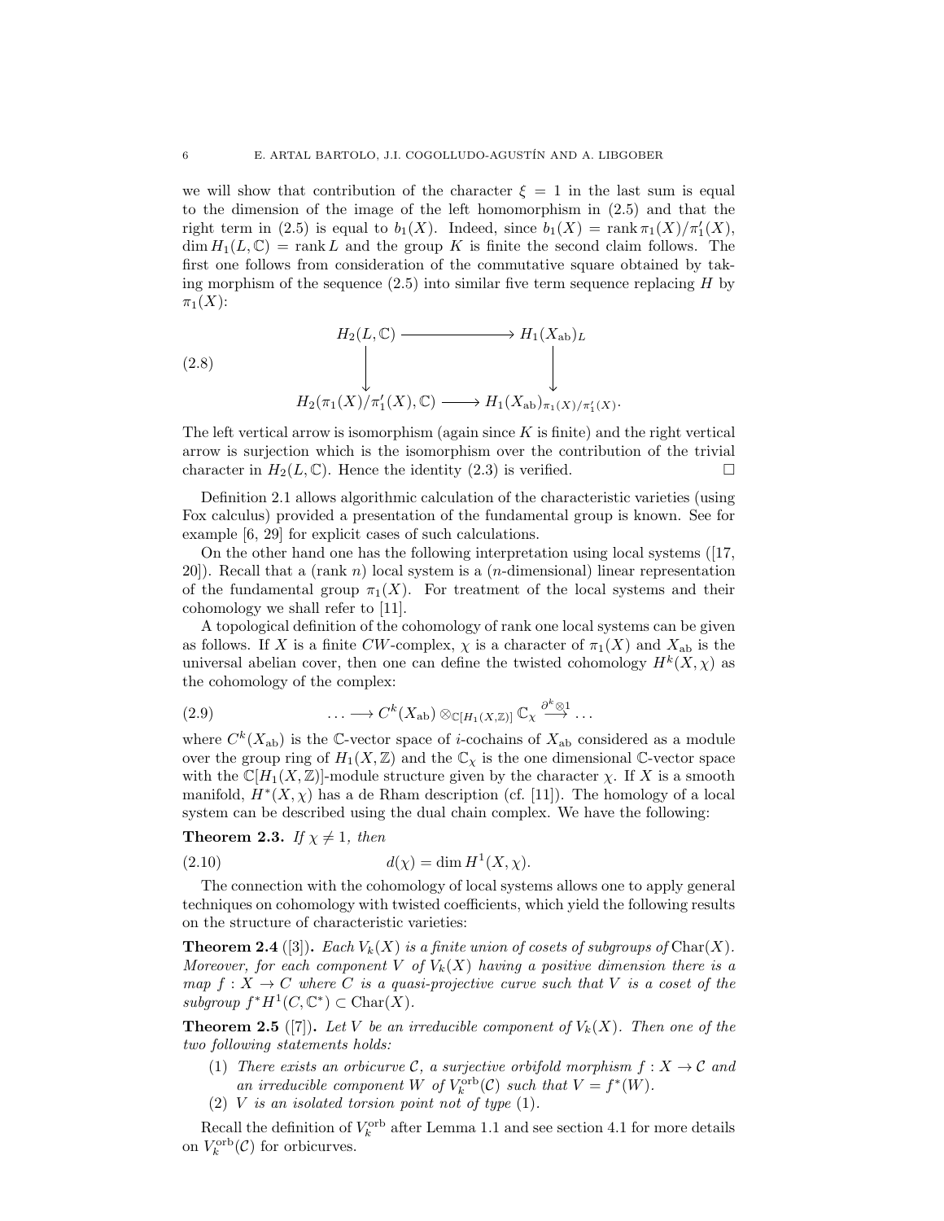we will show that contribution of the character $\xi = 1$ in the last sum is equal to the dimension of the image of the left homomorphism in (2.5) and that the right term in (2.5) is equal to $b_1(X)$. Indeed, since $b_1(X) = \operatorname{rank} \pi_1(X)/\pi_1'(X)$, $\dim H_1(L, \mathbb{C}) = \operatorname{rank} L$ and the group $K$ is finite the second claim follows. The first one follows from consideration of the commutative square obtained by taking morphism of the sequence (2.5) into similar five term sequence replacing $H$ by $\pi_1(X)$:

$$
\begin{array}{ccc}
H_2(L, \mathbb{C}) & \longrightarrow & H_1(X_{\mathrm{ab}})_L \\
\big\downarrow & & \big\downarrow \\
H_2(\pi_1(X)/\pi_1'(X), \mathbb{C}) & \longrightarrow & H_1(X_{\mathrm{ab}})_{\pi_1(X)/\pi_1'(X)}.
\end{array}
\tag{2.8}
$$

The left vertical arrow is isomorphism (again since $K$ is finite) and the right vertical arrow is surjection which is the isomorphism over the contribution of the trivial character in $H_2(L, \mathbb{C})$. Hence the identity (2.3) is verified. □

Definition 2.1 allows algorithmic calculation of the characteristic varieties (using Fox calculus) provided a presentation of the fundamental group is known. See for example [6, 29] for explicit cases of such calculations.

On the other hand one has the following interpretation using local systems ([17, 20]). Recall that a (rank $n$) local system is a ($n$-dimensional) linear representation of the fundamental group $\pi_1(X)$. For treatment of the local systems and their cohomology we shall refer to [11].

A topological definition of the cohomology of rank one local systems can be given as follows. If $X$ is a finite $CW$-complex, $\chi$ is a character of $\pi_1(X)$ and $X_{\mathrm{ab}}$ is the universal abelian cover, then one can define the twisted cohomology $H^k(X, \chi)$ as the cohomology of the complex:

$$
\ldots \longrightarrow C^k(X_{\mathrm{ab}}) \otimes_{\mathbb{C}[H_1(X,\mathbb{Z})]} \mathbb{C}_\chi \overset{\partial^k \otimes 1}{\longrightarrow} \ldots
\tag{2.9}
$$

where $C^k(X_{\mathrm{ab}})$ is the $\mathbb{C}$-vector space of $i$-cochains of $X_{\mathrm{ab}}$ considered as a module over the group ring of $H_1(X, \mathbb{Z})$ and the $\mathbb{C}_\chi$ is the one dimensional $\mathbb{C}$-vector space with the $\mathbb{C}[H_1(X, \mathbb{Z})]$-module structure given by the character $\chi$. If $X$ is a smooth manifold, $H^*(X, \chi)$ has a de Rham description (cf. [11]). The homology of a local system can be described using the dual chain complex. We have the following:

**Theorem 2.3.** *If $\chi \neq 1$, then*

$$
d(\chi) = \dim H^1(X, \chi).
\tag{2.10}
$$

The connection with the cohomology of local systems allows one to apply general techniques on cohomology with twisted coefficients, which yield the following results on the structure of characteristic varieties:

**Theorem 2.4** ([3]). *Each $V_k(X)$ is a finite union of cosets of subgroups of $\operatorname{Char}(X)$. Moreover, for each component $V$ of $V_k(X)$ having a positive dimension there is a map $f : X \to C$ where $C$ is a quasi-projective curve such that $V$ is a coset of the subgroup $f^* H^1(C, \mathbb{C}^*) \subset \operatorname{Char}(X)$.*

**Theorem 2.5** ([7]). *Let $V$ be an irreducible component of $V_k(X)$. Then one of the two following statements holds:*

1. *There exists an orbicurve $\mathcal{C}$, a surjective orbifold morphism $f : X \to \mathcal{C}$ and an irreducible component $W$ of $V_k^{\mathrm{orb}}(\mathcal{C})$ such that $V = f^*(W)$.*
2. *$V$ is an isolated torsion point not of type (1).*

Recall the definition of $V_k^{\mathrm{orb}}$ after Lemma 1.1 and see section 4.1 for more details on $V_k^{\mathrm{orb}}(\mathcal{C})$ for orbicurves.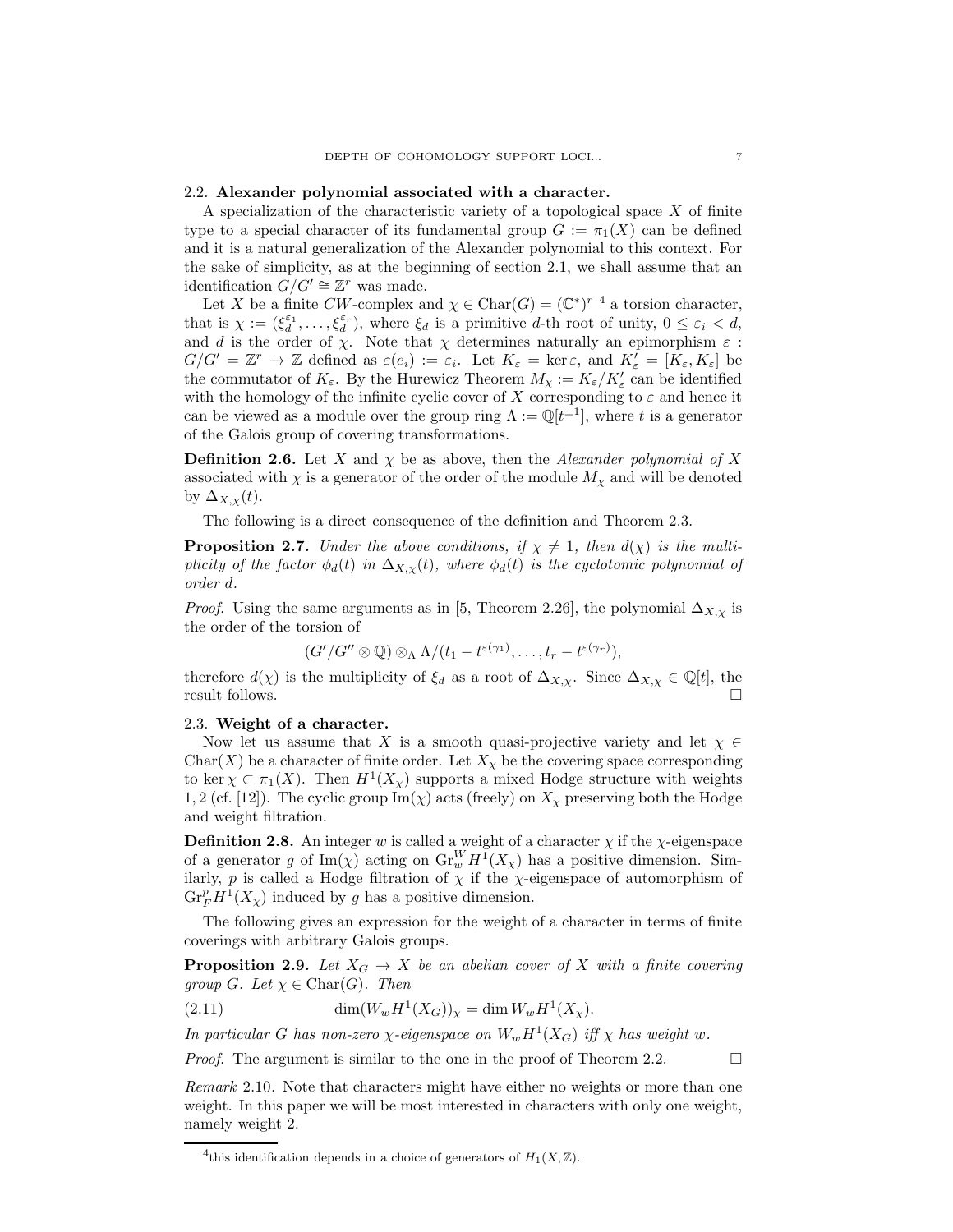### 2.2. **Alexander polynomial associated with a character.**

A specialization of the characteristic variety of a topological space $X$ of finite type to a special character of its fundamental group $G := \pi_1(X)$ can be defined and it is a natural generalization of the Alexander polynomial to this context. For the sake of simplicity, as at the beginning of section 2.1, we shall assume that an identification $G/G' \cong \mathbb{Z}^r$ was made.

Let $X$ be a finite $CW$-complex and $\chi \in \mathrm{Char}(G) = (\mathbb{C}^*)^r$ [4] a torsion character, that is $\chi := (\xi_d^{\varepsilon_1}, \ldots, \xi_d^{\varepsilon_r})$, where $\xi_d$ is a primitive $d$-th root of unity, $0 \leq \varepsilon_i < d$, and $d$ is the order of $\chi$. Note that $\chi$ determines naturally an epimorphism $\varepsilon : G/G' = \mathbb{Z}^r \to \mathbb{Z}$ defined as $\varepsilon(e_i) := \varepsilon_i$. Let $K_\varepsilon = \ker \varepsilon$, and $K'_\varepsilon = [K_\varepsilon, K_\varepsilon]$ be the commutator of $K_\varepsilon$. By the Hurewicz Theorem $M_\chi := K_\varepsilon / K'_\varepsilon$ can be identified with the homology of the infinite cyclic cover of $X$ corresponding to $\varepsilon$ and hence it can be viewed as a module over the group ring $\Lambda := \mathbb{Q}[t^{\pm 1}]$, where $t$ is a generator of the Galois group of covering transformations.

**Definition 2.6.** Let $X$ and $\chi$ be as above, then the *Alexander polynomial of $X$ associated with $\chi$* is a generator of the order of the module $M_\chi$ and will be denoted by $\Delta_{X,\chi}(t)$.

The following is a direct consequence of the definition and Theorem 2.3.

**Proposition 2.7.** *Under the above conditions, if $\chi \neq 1$, then $d(\chi)$ is the multiplicity of the factor $\phi_d(t)$ in $\Delta_{X,\chi}(t)$, where $\phi_d(t)$ is the cyclotomic polynomial of order $d$.*

*Proof.* Using the same arguments as in [5, Theorem 2.26], the polynomial $\Delta_{X,\chi}$ is the order of the torsion of

$$(G'/G'' \otimes \mathbb{Q}) \otimes_\Lambda \Lambda/(t_1 - t^{\varepsilon(\gamma_1)}, \ldots, t_r - t^{\varepsilon(\gamma_r)}),$$

therefore $d(\chi)$ is the multiplicity of $\xi_d$ as a root of $\Delta_{X,\chi}$. Since $\Delta_{X,\chi} \in \mathbb{Q}[t]$, the result follows. $\square$

### 2.3. **Weight of a character.**

Now let us assume that $X$ is a smooth quasi-projective variety and let $\chi \in \mathrm{Char}(X)$ be a character of finite order. Let $X_\chi$ be the covering space corresponding to $\ker \chi \subset \pi_1(X)$. Then $H^1(X_\chi)$ supports a mixed Hodge structure with weights $1, 2$ (cf. [12]). The cyclic group $\mathrm{Im}(\chi)$ acts (freely) on $X_\chi$ preserving both the Hodge and weight filtration.

**Definition 2.8.** An integer $w$ is called a weight of a character $\chi$ if the $\chi$-eigenspace of a generator $g$ of $\mathrm{Im}(\chi)$ acting on $\mathrm{Gr}^W_w H^1(X_\chi)$ has a positive dimension. Similarly, $p$ is called a Hodge filtration of $\chi$ if the $\chi$-eigenspace of automorphism of $\mathrm{Gr}^p_F H^1(X_\chi)$ induced by $g$ has a positive dimension.

The following gives an expression for the weight of a character in terms of finite coverings with arbitrary Galois groups.

**Proposition 2.9.** *Let $X_G \to X$ be an abelian cover of $X$ with a finite covering group $G$. Let $\chi \in \mathrm{Char}(G)$. Then*

$$\dim(W_w H^1(X_G))_\chi = \dim W_w H^1(X_\chi). \tag{2.11}$$

*In particular $G$ has non-zero $\chi$-eigenspace on $W_w H^1(X_G)$ iff $\chi$ has weight $w$.*

*Proof.* The argument is similar to the one in the proof of Theorem 2.2. $\square$

*Remark* 2.10. Note that characters might have either no weights or more than one weight. In this paper we will be most interested in characters with only one weight, namely weight 2.

[4] this identification depends in a choice of generators of $H_1(X, \mathbb{Z})$.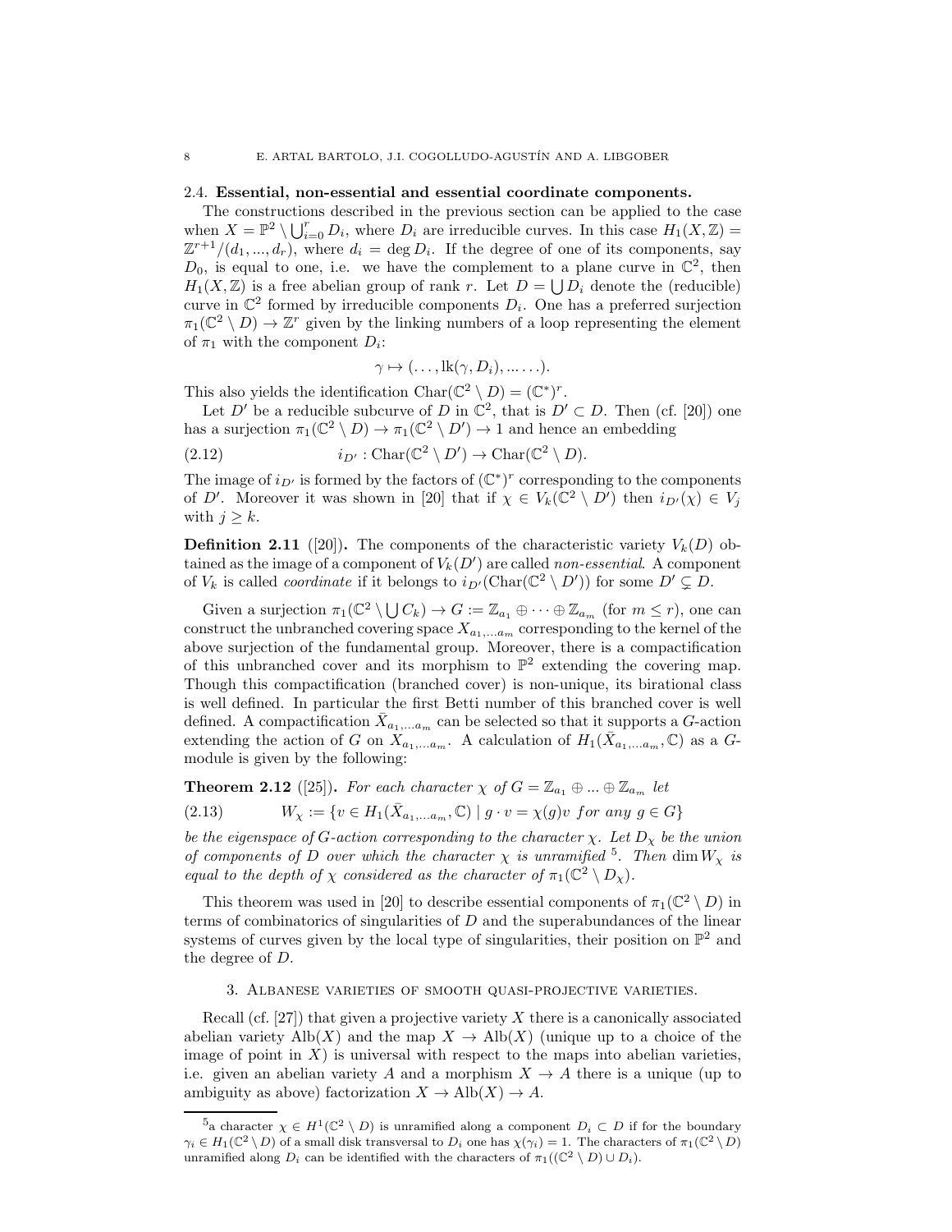### 2.4. Essential, non-essential and essential coordinate components.

The constructions described in the previous section can be applied to the case when $X = \mathbb{P}^2 \setminus \bigcup_{i=0}^{r} D_i$, where $D_i$ are irreducible curves. In this case $H_1(X, \mathbb{Z}) = \mathbb{Z}^{r+1}/(d_1, ..., d_r)$, where $d_i = \deg D_i$. If the degree of one of its components, say $D_0$, is equal to one, i.e. we have the complement to a plane curve in $\mathbb{C}^2$, then $H_1(X, \mathbb{Z})$ is a free abelian group of rank $r$. Let $D = \bigcup D_i$ denote the (reducible) curve in $\mathbb{C}^2$ formed by irreducible components $D_i$. One has a preferred surjection $\pi_1(\mathbb{C}^2 \setminus D) \to \mathbb{Z}^r$ given by the linking numbers of a loop representing the element of $\pi_1$ with the component $D_i$:

$$\gamma \mapsto (\dots, \mathrm{lk}(\gamma, D_i), \dots \dots).$$

This also yields the identification $\mathrm{Char}(\mathbb{C}^2 \setminus D) = (\mathbb{C}^*)^r$.

Let $D'$ be a reducible subcurve of $D$ in $\mathbb{C}^2$, that is $D' \subset D$. Then (cf. [20]) one has a surjection $\pi_1(\mathbb{C}^2 \setminus D) \to \pi_1(\mathbb{C}^2 \setminus D') \to 1$ and hence an embedding

$$i_{D'} : \mathrm{Char}(\mathbb{C}^2 \setminus D') \to \mathrm{Char}(\mathbb{C}^2 \setminus D). \tag{2.12}$$

The image of $i_{D'}$ is formed by the factors of $(\mathbb{C}^*)^r$ corresponding to the components of $D'$. Moreover it was shown in [20] that if $\chi \in V_k(\mathbb{C}^2 \setminus D')$ then $i_{D'}(\chi) \in V_j$ with $j \geq k$.

**Definition 2.11** ([20])**.** The components of the characteristic variety $V_k(D)$ obtained as the image of a component of $V_k(D')$ are called *non-essential*. A component of $V_k$ is called *coordinate* if it belongs to $i_{D'}(\mathrm{Char}(\mathbb{C}^2 \setminus D'))$ for some $D' \subsetneq D$.

Given a surjection $\pi_1(\mathbb{C}^2 \setminus \bigcup C_k) \to G := \mathbb{Z}_{a_1} \oplus \dots \oplus \mathbb{Z}_{a_m}$ (for $m \leq r$), one can construct the unbranched covering space $X_{a_1,\dots a_m}$ corresponding to the kernel of the above surjection of the fundamental group. Moreover, there is a compactification of this unbranched cover and its morphism to $\mathbb{P}^2$ extending the covering map. Though this compactification (branched cover) is non-unique, its birational class is well defined. In particular the first Betti number of this branched cover is well defined. A compactification $\bar{X}_{a_1,\dots a_m}$ can be selected so that it supports a $G$-action extending the action of $G$ on $X_{a_1,\dots a_m}$. A calculation of $H_1(\bar{X}_{a_1,\dots a_m}, \mathbb{C})$ as a $G$-module is given by the following:

**Theorem 2.12** ([25])**.** *For each character $\chi$ of $G = \mathbb{Z}_{a_1} \oplus \dots \oplus \mathbb{Z}_{a_m}$ let*

$$W_\chi := \{v \in H_1(\bar{X}_{a_1,\dots a_m}, \mathbb{C}) \mid g \cdot v = \chi(g)v \ \textit{for any}\ g \in G\} \tag{2.13}$$

*be the eigenspace of $G$-action corresponding to the character $\chi$. Let $D_\chi$ be the union of components of $D$ over which the character $\chi$ is unramified* [5]*. Then $\dim W_\chi$ is equal to the depth of $\chi$ considered as the character of $\pi_1(\mathbb{C}^2 \setminus D_\chi)$.*

This theorem was used in [20] to describe essential components of $\pi_1(\mathbb{C}^2 \setminus D)$ in terms of combinatorics of singularities of $D$ and the superabundances of the linear systems of curves given by the local type of singularities, their position on $\mathbb{P}^2$ and the degree of $D$.

## 3. Albanese varieties of smooth quasi-projective varieties.

Recall (cf. [27]) that given a projective variety $X$ there is a canonically associated abelian variety $\mathrm{Alb}(X)$ and the map $X \to \mathrm{Alb}(X)$ (unique up to a choice of the image of point in $X$) is universal with respect to the maps into abelian varieties, i.e. given an abelian variety $A$ and a morphism $X \to A$ there is a unique (up to ambiguity as above) factorization $X \to \mathrm{Alb}(X) \to A$.

---

[5] a character $\chi \in H^1(\mathbb{C}^2 \setminus D)$ is unramified along a component $D_i \subset D$ if for the boundary $\gamma_i \in H_1(\mathbb{C}^2 \setminus D)$ of a small disk transversal to $D_i$ one has $\chi(\gamma_i) = 1$. The characters of $\pi_1(\mathbb{C}^2 \setminus D)$ unramified along $D_i$ can be identified with the characters of $\pi_1((\mathbb{C}^2 \setminus D) \cup D_i)$.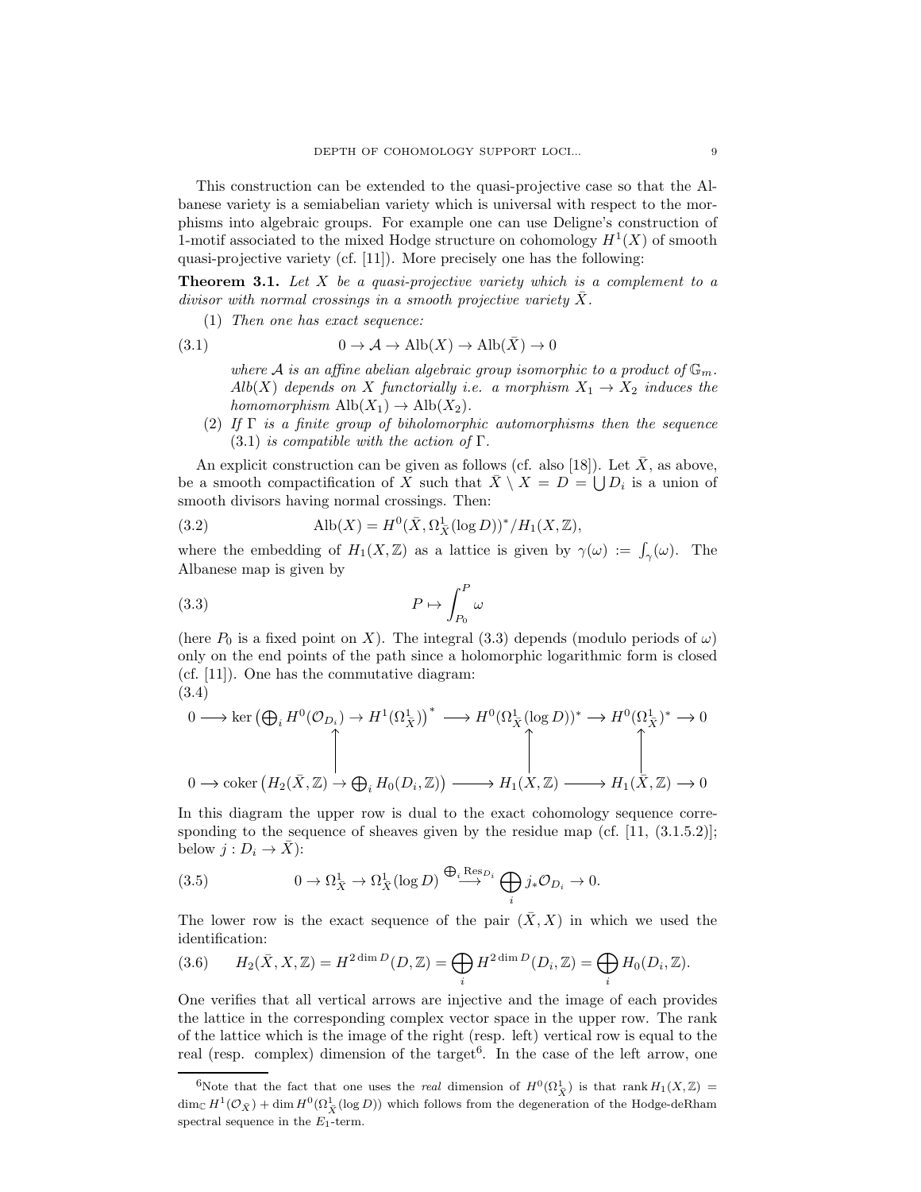This construction can be extended to the quasi-projective case so that the Albanese variety is a semiabelian variety which is universal with respect to the morphisms into algebraic groups. For example one can use Deligne's construction of 1-motif associated to the mixed Hodge structure on cohomology $H^1(X)$ of smooth quasi-projective variety (cf. [11]). More precisely one has the following:

**Theorem 3.1.** *Let $X$ be a quasi-projective variety which is a complement to a divisor with normal crossings in a smooth projective variety $\bar{X}$.*

(1) *Then one has exact sequence:*

$$0 \to \mathcal{A} \to \mathrm{Alb}(X) \to \mathrm{Alb}(\bar{X}) \to 0 \tag{3.1}$$

*where $\mathcal{A}$ is an affine abelian algebraic group isomorphic to a product of $\mathbb{G}_m$. $Alb(X)$ depends on $X$ functorially i.e. a morphism $X_1 \to X_2$ induces the homomorphism $\mathrm{Alb}(X_1) \to \mathrm{Alb}(X_2)$.*

(2) *If $\Gamma$ is a finite group of biholomorphic automorphisms then the sequence (3.1) is compatible with the action of $\Gamma$.*

An explicit construction can be given as follows (cf. also [18]). Let $\bar{X}$, as above, be a smooth compactification of $X$ such that $\bar{X} \setminus X = D = \bigcup D_i$ is a union of smooth divisors having normal crossings. Then:

$$\mathrm{Alb}(X) = H^0(\bar{X}, \Omega^1_{\bar{X}}(\log D))^* / H_1(X, \mathbb{Z}), \tag{3.2}$$

where the embedding of $H_1(X, \mathbb{Z})$ as a lattice is given by $\gamma(\omega) := \int_\gamma(\omega)$. The Albanese map is given by

$$P \mapsto \int_{P_0}^{P} \omega \tag{3.3}$$

(here $P_0$ is a fixed point on $X$). The integral (3.3) depends (modulo periods of $\omega$) only on the end points of the path since a holomorphic logarithmic form is closed (cf. [11]). One has the commutative diagram:

(3.4)

$$\begin{array}{ccccccccc}
0 \longrightarrow & \ker\left(\bigoplus_i H^0(\mathcal{O}_{D_i}) \to H^1(\Omega^1_{\bar{X}})\right)^* & \longrightarrow & H^0(\Omega^1_{\bar{X}}(\log D))^* & \longrightarrow & H^0(\Omega^1_{\bar{X}})^* & \longrightarrow 0 \\
 & \uparrow & & \uparrow & & \uparrow & \\
0 \longrightarrow & \mathrm{coker}\left(H_2(\bar{X}, \mathbb{Z}) \to \bigoplus_i H_0(D_i, \mathbb{Z})\right) & \longrightarrow & H_1(X, \mathbb{Z}) & \longrightarrow & H_1(\bar{X}, \mathbb{Z}) & \longrightarrow 0
\end{array}$$

In this diagram the upper row is dual to the exact cohomology sequence corresponding to the sequence of sheaves given by the residue map (cf. [11, (3.1.5.2)]; below $j : D_i \to \bar{X}$):

$$0 \to \Omega^1_{\bar{X}} \to \Omega^1_{\bar{X}}(\log D) \xrightarrow{\bigoplus_i \mathrm{Res}_{D_i}} \bigoplus_i j_* \mathcal{O}_{D_i} \to 0. \tag{3.5}$$

The lower row is the exact sequence of the pair $(\bar{X}, X)$ in which we used the identification:

$$H_2(\bar{X}, X, \mathbb{Z}) = H^{2\dim D}(D, \mathbb{Z}) = \bigoplus_i H^{2\dim D}(D_i, \mathbb{Z}) = \bigoplus_i H_0(D_i, \mathbb{Z}). \tag{3.6}$$

One verifies that all vertical arrows are injective and the image of each provides the lattice in the corresponding complex vector space in the upper row. The rank of the lattice which is the image of the right (resp. left) vertical row is equal to the real (resp. complex) dimension of the target[6]. In the case of the left arrow, one

[6] Note that the fact that one uses the *real* dimension of $H^0(\Omega^1_{\bar{X}})$ is that $\mathrm{rank}\, H_1(X, \mathbb{Z}) = \dim_{\mathbb{C}} H^1(\mathcal{O}_{\bar{X}}) + \dim H^0(\Omega^1_{\bar{X}}(\log D))$ which follows from the degeneration of the Hodge-deRham spectral sequence in the $E_1$-term.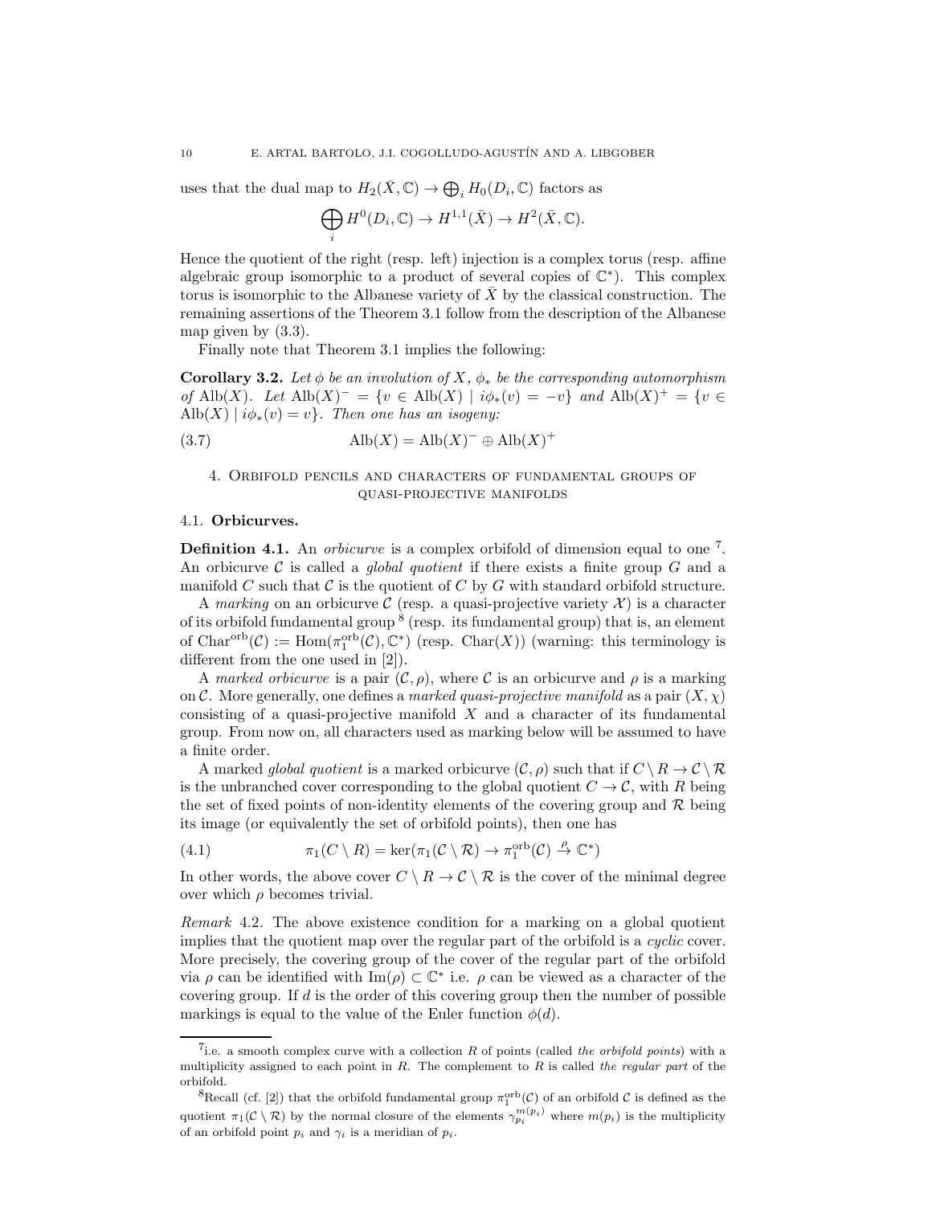uses that the dual map to $H_2(\bar{X}, \mathbb{C}) \to \bigoplus_i H_0(D_i, \mathbb{C})$ factors as

$$\bigoplus_i H^0(D_i, \mathbb{C}) \to H^{1,1}(\bar{X}) \to H^2(\bar{X}, \mathbb{C}).$$

Hence the quotient of the right (resp. left) injection is a complex torus (resp. affine algebraic group isomorphic to a product of several copies of $\mathbb{C}^*$). This complex torus is isomorphic to the Albanese variety of $\bar{X}$ by the classical construction. The remaining assertions of the Theorem 3.1 follow from the description of the Albanese map given by (3.3).

Finally note that Theorem 3.1 implies the following:

**Corollary 3.2.** *Let $\phi$ be an involution of $X$, $\phi_*$ be the corresponding automorphism of $\operatorname{Alb}(X)$. Let $\operatorname{Alb}(X)^- = \{v \in \operatorname{Alb}(X) \mid i\phi_*(v) = -v\}$ and $\operatorname{Alb}(X)^+ = \{v \in \operatorname{Alb}(X) \mid i\phi_*(v) = v\}$. Then one has an isogeny:*

$$\operatorname{Alb}(X) = \operatorname{Alb}(X)^- \oplus \operatorname{Alb}(X)^+ \tag{3.7}$$

## 4. Orbifold pencils and characters of fundamental groups of quasi-projective manifolds

### 4.1. Orbicurves.

**Definition 4.1.** An *orbicurve* is a complex orbifold of dimension equal to one [7]. An orbicurve $\mathcal{C}$ is called a *global quotient* if there exists a finite group $G$ and a manifold $C$ such that $\mathcal{C}$ is the quotient of $C$ by $G$ with standard orbifold structure.

A *marking* on an orbicurve $\mathcal{C}$ (resp. a quasi-projective variety $\mathcal{X}$) is a character of its orbifold fundamental group [8] (resp. its fundamental group) that is, an element of $\operatorname{Char}^{\text{orb}}(\mathcal{C}) := \operatorname{Hom}(\pi_1^{\text{orb}}(\mathcal{C}), \mathbb{C}^*)$ (resp. $\operatorname{Char}(X)$) (warning: this terminology is different from the one used in [2]).

A *marked orbicurve* is a pair $(\mathcal{C}, \rho)$, where $\mathcal{C}$ is an orbicurve and $\rho$ is a marking on $\mathcal{C}$. More generally, one defines a *marked quasi-projective manifold* as a pair $(X, \chi)$ consisting of a quasi-projective manifold $X$ and a character of its fundamental group. From now on, all characters used as marking below will be assumed to have a finite order.

A marked *global quotient* is a marked orbicurve $(\mathcal{C}, \rho)$ such that if $C \setminus R \to \mathcal{C} \setminus \mathcal{R}$ is the unbranched cover corresponding to the global quotient $C \to \mathcal{C}$, with $R$ being the set of fixed points of non-identity elements of the covering group and $\mathcal{R}$ being its image (or equivalently the set of orbifold points), then one has

$$\pi_1(C \setminus R) = \ker(\pi_1(\mathcal{C} \setminus \mathcal{R}) \to \pi_1^{\text{orb}}(\mathcal{C}) \xrightarrow{\rho} \mathbb{C}^*) \tag{4.1}$$

In other words, the above cover $C \setminus R \to \mathcal{C} \setminus \mathcal{R}$ is the cover of the minimal degree over which $\rho$ becomes trivial.

*Remark* 4.2. The above existence condition for a marking on a global quotient implies that the quotient map over the regular part of the orbifold is a *cyclic* cover. More precisely, the covering group of the cover of the regular part of the orbifold via $\rho$ can be identified with $\operatorname{Im}(\rho) \subset \mathbb{C}^*$ i.e. $\rho$ can be viewed as a character of the covering group. If $d$ is the order of this covering group then the number of possible markings is equal to the value of the Euler function $\phi(d)$.

---

[7] i.e. a smooth complex curve with a collection $R$ of points (called *the orbifold points*) with a multiplicity assigned to each point in $R$. The complement to $R$ is called *the regular part* of the orbifold.

[8] Recall (cf. [2]) that the orbifold fundamental group $\pi_1^{\text{orb}}(\mathcal{C})$ of an orbifold $\mathcal{C}$ is defined as the quotient $\pi_1(\mathcal{C} \setminus \mathcal{R})$ by the normal closure of the elements $\gamma_{p_i}^{m(p_i)}$ where $m(p_i)$ is the multiplicity of an orbifold point $p_i$ and $\gamma_i$ is a meridian of $p_i$.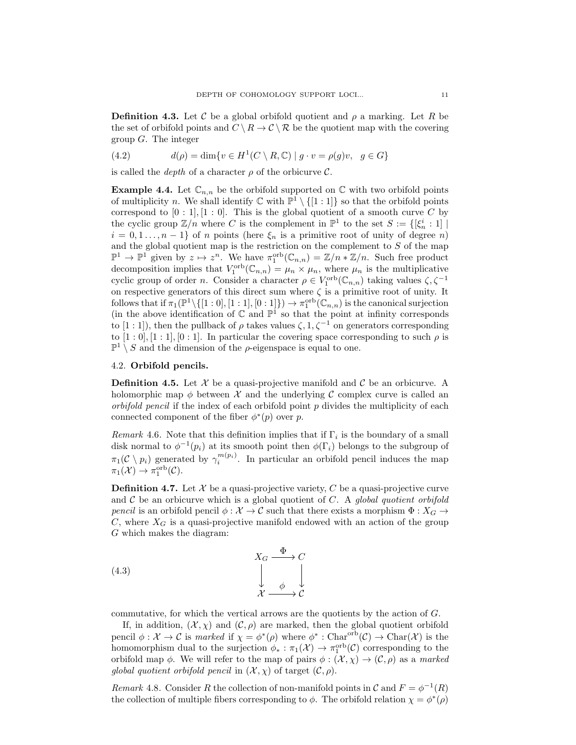**Definition 4.3.** Let $\mathcal{C}$ be a global orbifold quotient and $\rho$ a marking. Let $R$ be the set of orbifold points and $C \setminus R \to \mathcal{C} \setminus \mathcal{R}$ be the quotient map with the covering group $G$. The integer

$$d(\rho) = \dim\{v \in H^1(C \setminus R, \mathbb{C}) \mid g \cdot v = \rho(g)v, \quad g \in G\} \tag{4.2}$$

is called the *depth* of a character $\rho$ of the orbicurve $\mathcal{C}$.

**Example 4.4.** Let $\mathbb{C}_{n,n}$ be the orbifold supported on $\mathbb{C}$ with two orbifold points of multiplicity $n$. We shall identify $\mathbb{C}$ with $\mathbb{P}^1 \setminus \{[1:1]\}$ so that the orbifold points correspond to $[0:1], [1:0]$. This is the global quotient of a smooth curve $C$ by the cyclic group $\mathbb{Z}/n$ where $C$ is the complement in $\mathbb{P}^1$ to the set $S := \{[\xi_n^i : 1] \mid i = 0, 1 \ldots, n-1\}$ of $n$ points (here $\xi_n$ is a primitive root of unity of degree $n$) and the global quotient map is the restriction on the complement to $S$ of the map $\mathbb{P}^1 \to \mathbb{P}^1$ given by $z \mapsto z^n$. We have $\pi_1^{\text{orb}}(\mathbb{C}_{n,n}) = \mathbb{Z}/n * \mathbb{Z}/n$. Such free product decomposition implies that $V_1^{\text{orb}}(\mathbb{C}_{n,n}) = \mu_n \times \mu_n$, where $\mu_n$ is the multiplicative cyclic group of order $n$. Consider a character $\rho \in V_1^{\text{orb}}(\mathbb{C}_{n,n})$ taking values $\zeta, \zeta^{-1}$ on respective generators of this direct sum where $\zeta$ is a primitive root of unity. It follows that if $\pi_1(\mathbb{P}^1 \setminus \{[1:0],[1:1],[0:1]\}) \to \pi_1^{\text{orb}}(\mathbb{C}_{n,n})$ is the canonical surjection (in the above identification of $\mathbb{C}$ and $\mathbb{P}^1$ so that the point at infinity corresponds to $[1:1]$), then the pullback of $\rho$ takes values $\zeta, 1, \zeta^{-1}$ on generators corresponding to $[1:0], [1:1], [0:1]$. In particular the covering space corresponding to such $\rho$ is $\mathbb{P}^1 \setminus S$ and the dimension of the $\rho$-eigenspace is equal to one.

### 4.2. Orbifold pencils.

**Definition 4.5.** Let $\mathcal{X}$ be a quasi-projective manifold and $\mathcal{C}$ be an orbicurve. A holomorphic map $\phi$ between $\mathcal{X}$ and the underlying $\mathcal{C}$ complex curve is called an *orbifold pencil* if the index of each orbifold point $p$ divides the multiplicity of each connected component of the fiber $\phi^*(p)$ over $p$.

*Remark* 4.6. Note that this definition implies that if $\Gamma_i$ is the boundary of a small disk normal to $\phi^{-1}(p_i)$ at its smooth point then $\phi(\Gamma_i)$ belongs to the subgroup of $\pi_1(\mathcal{C} \setminus p_i)$ generated by $\gamma_i^{m(p_i)}$. In particular an orbifold pencil induces the map $\pi_1(\mathcal{X}) \to \pi_1^{\text{orb}}(\mathcal{C})$.

**Definition 4.7.** Let $\mathcal{X}$ be a quasi-projective variety, $C$ be a quasi-projective curve and $\mathcal{C}$ be an orbicurve which is a global quotient of $C$. A *global quotient orbifold pencil* is an orbifold pencil $\phi : \mathcal{X} \to \mathcal{C}$ such that there exists a morphism $\Phi : X_G \to C$, where $X_G$ is a quasi-projective manifold endowed with an action of the group $G$ which makes the diagram:

$$\begin{array}{ccc} X_G & \xrightarrow{\Phi} & C \\ \downarrow & & \downarrow \\ \mathcal{X} & \xrightarrow{\phi} & \mathcal{C} \end{array} \tag{4.3}$$

commutative, for which the vertical arrows are the quotients by the action of $G$.

If, in addition, $(\mathcal{X}, \chi)$ and $(\mathcal{C}, \rho)$ are marked, then the global quotient orbifold pencil $\phi : \mathcal{X} \to \mathcal{C}$ is *marked* if $\chi = \phi^*(\rho)$ where $\phi^* : \text{Char}^{\text{orb}}(\mathcal{C}) \to \text{Char}(\mathcal{X})$ is the homomorphism dual to the surjection $\phi_* : \pi_1(\mathcal{X}) \to \pi_1^{\text{orb}}(\mathcal{C})$ corresponding to the orbifold map $\phi$. We will refer to the map of pairs $\phi : (\mathcal{X}, \chi) \to (\mathcal{C}, \rho)$ as a *marked global quotient orbifold pencil* in $(\mathcal{X}, \chi)$ of target $(\mathcal{C}, \rho)$.

*Remark* 4.8. Consider $R$ the collection of non-manifold points in $\mathcal{C}$ and $F = \phi^{-1}(R)$ the collection of multiple fibers corresponding to $\phi$. The orbifold relation $\chi = \phi^*(\rho)$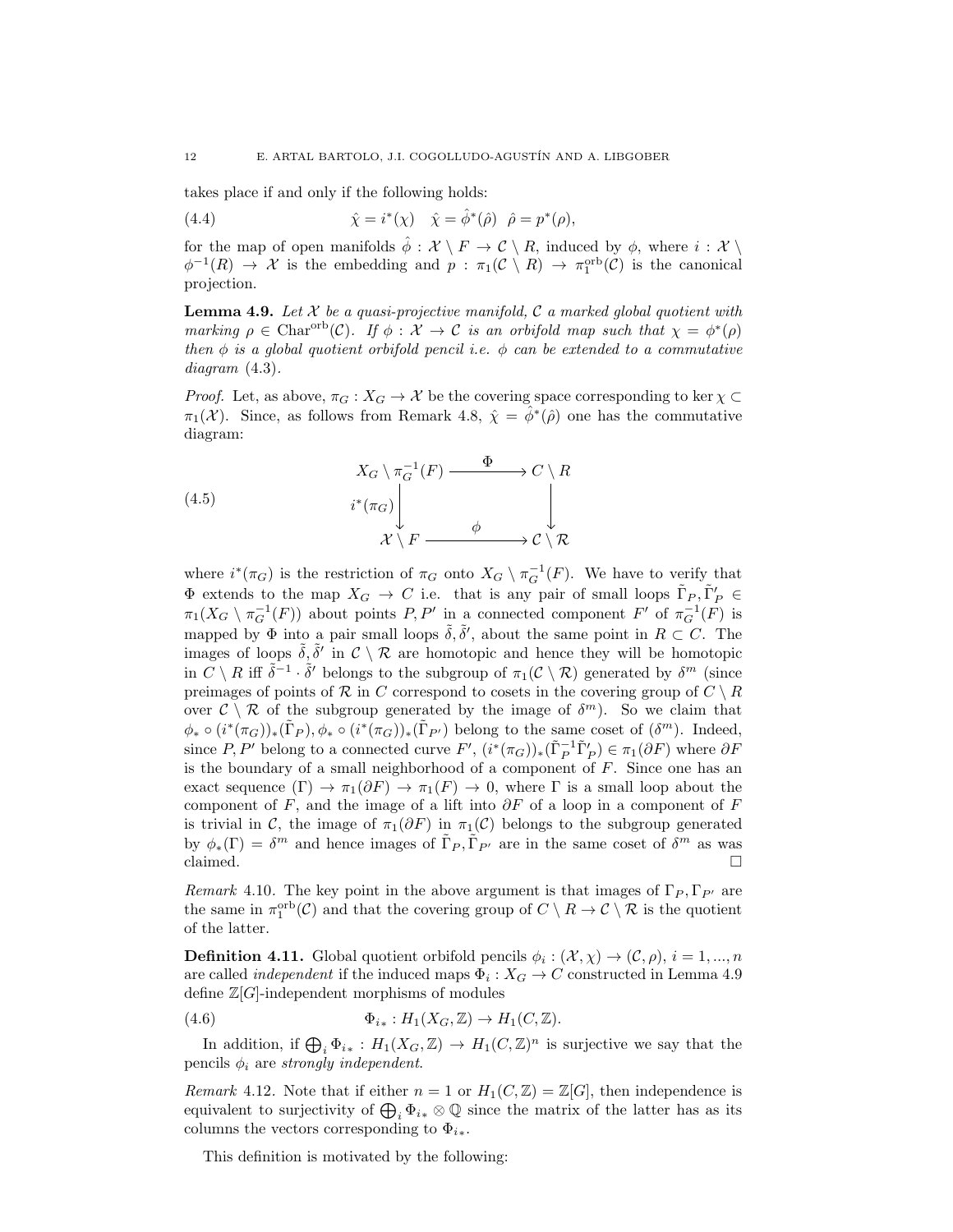takes place if and only if the following holds:

$$\hat{\chi} = i^*(\chi) \quad \hat{\chi} = \hat{\phi}^*(\hat{\rho}) \quad \hat{\rho} = p^*(\rho), \tag{4.4}$$

for the map of open manifolds $\hat{\phi} : \mathcal{X} \setminus F \to \mathcal{C} \setminus R$, induced by $\phi$, where $i : \mathcal{X} \setminus \phi^{-1}(R) \to \mathcal{X}$ is the embedding and $p : \pi_1(\mathcal{C} \setminus R) \to \pi_1^{\text{orb}}(\mathcal{C})$ is the canonical projection.

**Lemma 4.9.** *Let $\mathcal{X}$ be a quasi-projective manifold, $\mathcal{C}$ a marked global quotient with marking $\rho \in \text{Char}^{\text{orb}}(\mathcal{C})$. If $\phi : \mathcal{X} \to \mathcal{C}$ is an orbifold map such that $\chi = \phi^*(\rho)$ then $\phi$ is a global quotient orbifold pencil i.e. $\phi$ can be extended to a commutative diagram* (4.3).

*Proof.* Let, as above, $\pi_G : X_G \to \mathcal{X}$ be the covering space corresponding to $\ker \chi \subset \pi_1(\mathcal{X})$. Since, as follows from Remark 4.8, $\hat{\chi} = \hat{\phi}^*(\hat{\rho})$ one has the commutative diagram:

$$\begin{array}{ccc} X_G \setminus \pi_G^{-1}(F) & \xrightarrow{\ \Phi\ } & C \setminus R \\ {\scriptstyle i^*(\pi_G)}\downarrow & & \downarrow \\ \mathcal{X} \setminus F & \xrightarrow{\ \phi\ } & \mathcal{C} \setminus \mathcal{R} \end{array} \tag{4.5}$$

where $i^*(\pi_G)$ is the restriction of $\pi_G$ onto $X_G \setminus \pi_G^{-1}(F)$. We have to verify that $\Phi$ extends to the map $X_G \to C$ i.e. that is any pair of small loops $\tilde{\Gamma}_P, \tilde{\Gamma}'_P \in \pi_1(X_G \setminus \pi_G^{-1}(F))$ about points $P, P'$ in a connected component $F'$ of $\pi_G^{-1}(F)$ is mapped by $\Phi$ into a pair small loops $\tilde{\delta}, \tilde{\delta}'$, about the same point in $R \subset C$. The images of loops $\tilde{\delta}, \tilde{\delta}'$ in $\mathcal{C} \setminus \mathcal{R}$ are homotopic and hence they will be homotopic in $C \setminus R$ iff $\tilde{\delta}^{-1} \cdot \tilde{\delta}'$ belongs to the subgroup of $\pi_1(\mathcal{C} \setminus \mathcal{R})$ generated by $\delta^m$ (since preimages of points of $\mathcal{R}$ in $C$ correspond to cosets in the covering group of $C \setminus R$ over $\mathcal{C} \setminus \mathcal{R}$ of the subgroup generated by the image of $\delta^m$). So we claim that $\phi_* \circ (i^*(\pi_G))_*(\tilde{\Gamma}_P), \phi_* \circ (i^*(\pi_G))_*(\tilde{\Gamma}_{P'})$ belong to the same coset of $(\delta^m)$. Indeed, since $P, P'$ belong to a connected curve $F'$, $(i^*(\pi_G))_*(\tilde{\Gamma}_P^{-1}\tilde{\Gamma}'_P) \in \pi_1(\partial F)$ where $\partial F$ is the boundary of a small neighborhood of a component of $F$. Since one has an exact sequence $(\Gamma) \to \pi_1(\partial F) \to \pi_1(F) \to 0$, where $\Gamma$ is a small loop about the component of $F$, and the image of a lift into $\partial F$ of a loop in a component of $F$ is trivial in $\mathcal{C}$, the image of $\pi_1(\partial F)$ in $\pi_1(\mathcal{C})$ belongs to the subgroup generated by $\phi_*(\Gamma) = \delta^m$ and hence images of $\tilde{\Gamma}_P, \tilde{\Gamma}_{P'}$ are in the same coset of $\delta^m$ as was claimed. $\square$

*Remark* 4.10. The key point in the above argument is that images of $\Gamma_P, \Gamma_{P'}$ are the same in $\pi_1^{\text{orb}}(\mathcal{C})$ and that the covering group of $C \setminus R \to \mathcal{C} \setminus \mathcal{R}$ is the quotient of the latter.

**Definition 4.11.** Global quotient orbifold pencils $\phi_i : (\mathcal{X}, \chi) \to (\mathcal{C}, \rho)$, $i = 1, ..., n$ are called *independent* if the induced maps $\Phi_i : X_G \to C$ constructed in Lemma 4.9 define $\mathbb{Z}[G]$-independent morphisms of modules

$$\Phi_{i*} : H_1(X_G, \mathbb{Z}) \to H_1(C, \mathbb{Z}). \tag{4.6}$$

In addition, if $\bigoplus_i \Phi_{i*} : H_1(X_G, \mathbb{Z}) \to H_1(C, \mathbb{Z})^n$ is surjective we say that the pencils $\phi_i$ are *strongly independent*.

*Remark* 4.12. Note that if either $n = 1$ or $H_1(C, \mathbb{Z}) = \mathbb{Z}[G]$, then independence is equivalent to surjectivity of $\bigoplus_i \Phi_{i*} \otimes \mathbb{Q}$ since the matrix of the latter has as its columns the vectors corresponding to $\Phi_{i*}$.

This definition is motivated by the following: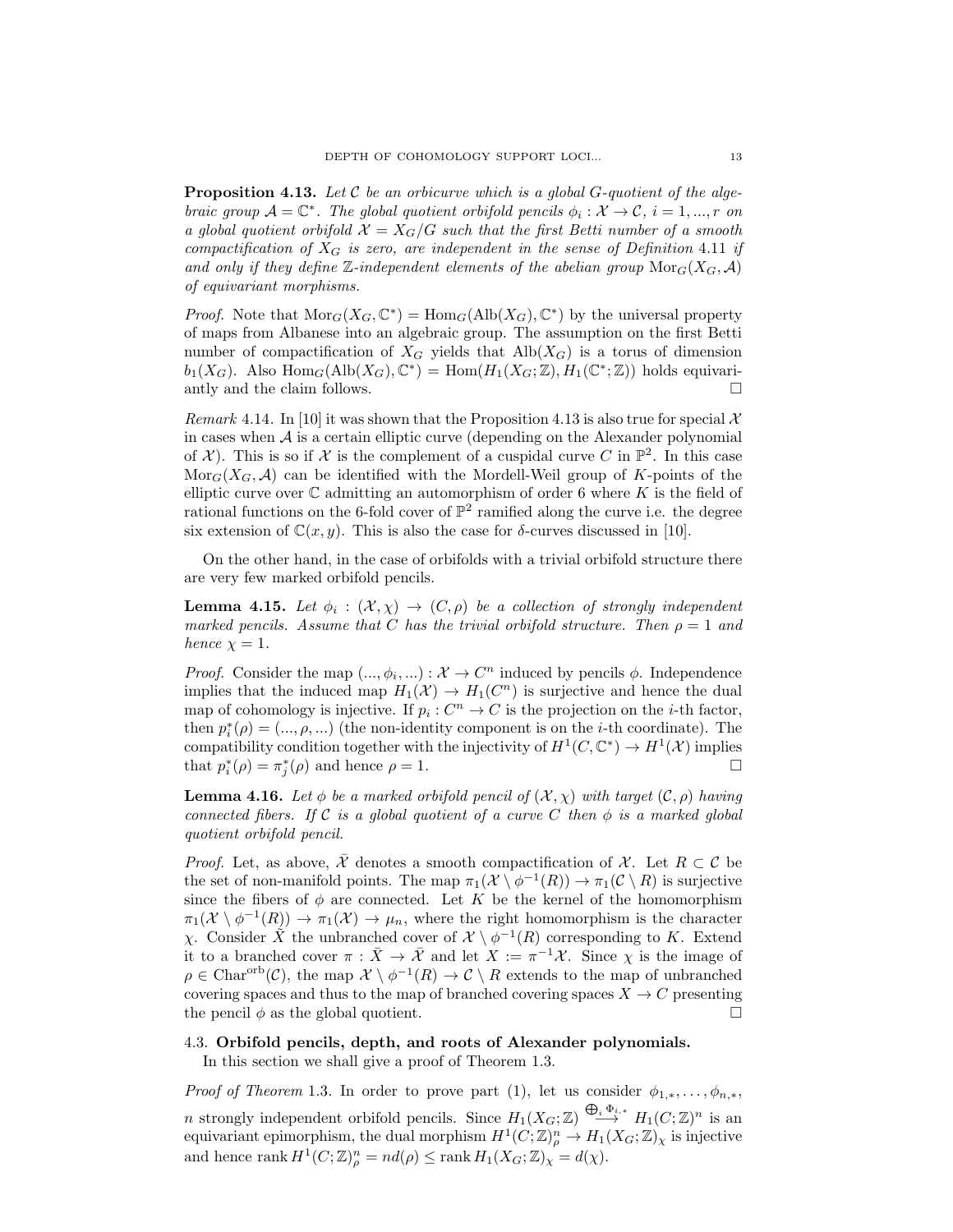**Proposition 4.13.** *Let $\mathcal{C}$ be an orbicurve which is a global $G$-quotient of the algebraic group $\mathcal{A} = \mathbb{C}^*$. The global quotient orbifold pencils $\phi_i : \mathcal{X} \to \mathcal{C}$, $i = 1, ..., r$ on a global quotient orbifold $\mathcal{X} = X_G/G$ such that the first Betti number of a smooth compactification of $X_G$ is zero, are independent in the sense of Definition 4.11 if and only if they define $\mathbb{Z}$-independent elements of the abelian group $\mathrm{Mor}_G(X_G, \mathcal{A})$ of equivariant morphisms.*

*Proof.* Note that $\mathrm{Mor}_G(X_G, \mathbb{C}^*) = \mathrm{Hom}_G(\mathrm{Alb}(X_G), \mathbb{C}^*)$ by the universal property of maps from Albanese into an algebraic group. The assumption on the first Betti number of compactification of $X_G$ yields that $\mathrm{Alb}(X_G)$ is a torus of dimension $b_1(X_G)$. Also $\mathrm{Hom}_G(\mathrm{Alb}(X_G), \mathbb{C}^*) = \mathrm{Hom}(H_1(X_G; \mathbb{Z}), H_1(\mathbb{C}^*; \mathbb{Z}))$ holds equivariantly and the claim follows. $\square$

*Remark* 4.14. In [10] it was shown that the Proposition 4.13 is also true for special $\mathcal{X}$ in cases when $\mathcal{A}$ is a certain elliptic curve (depending on the Alexander polynomial of $\mathcal{X}$). This is so if $\mathcal{X}$ is the complement of a cuspidal curve $C$ in $\mathbb{P}^2$. In this case $\mathrm{Mor}_G(X_G, \mathcal{A})$ can be identified with the Mordell-Weil group of $K$-points of the elliptic curve over $\mathbb{C}$ admitting an automorphism of order 6 where $K$ is the field of rational functions on the 6-fold cover of $\mathbb{P}^2$ ramified along the curve i.e. the degree six extension of $\mathbb{C}(x, y)$. This is also the case for $\delta$-curves discussed in [10].

On the other hand, in the case of orbifolds with a trivial orbifold structure there are very few marked orbifold pencils.

**Lemma 4.15.** *Let $\phi_i : (\mathcal{X}, \chi) \to (C, \rho)$ be a collection of strongly independent marked pencils. Assume that $C$ has the trivial orbifold structure. Then $\rho = 1$ and hence $\chi = 1$.*

*Proof.* Consider the map $(..., \phi_i, ...) : \mathcal{X} \to C^n$ induced by pencils $\phi$. Independence implies that the induced map $H_1(\mathcal{X}) \to H_1(C^n)$ is surjective and hence the dual map of cohomology is injective. If $p_i : C^n \to C$ is the projection on the $i$-th factor, then $p_i^*(\rho) = (..., \rho, ...)$ (the non-identity component is on the $i$-th coordinate). The compatibility condition together with the injectivity of $H^1(C, \mathbb{C}^*) \to H^1(\mathcal{X})$ implies that $p_i^*(\rho) = \pi_j^*(\rho)$ and hence $\rho = 1$. $\square$

**Lemma 4.16.** *Let $\phi$ be a marked orbifold pencil of $(\mathcal{X}, \chi)$ with target $(\mathcal{C}, \rho)$ having connected fibers. If $\mathcal{C}$ is a global quotient of a curve $C$ then $\phi$ is a marked global quotient orbifold pencil.*

*Proof.* Let, as above, $\bar{\mathcal{X}}$ denotes a smooth compactification of $\mathcal{X}$. Let $R \subset \mathcal{C}$ be the set of non-manifold points. The map $\pi_1(\mathcal{X} \setminus \phi^{-1}(R)) \to \pi_1(\mathcal{C} \setminus R)$ is surjective since the fibers of $\phi$ are connected. Let $K$ be the kernel of the homomorphism $\pi_1(\mathcal{X} \setminus \phi^{-1}(R)) \to \pi_1(\mathcal{X}) \to \mu_n$, where the right homomorphism is the character $\chi$. Consider $\tilde{X}$ the unbranched cover of $\mathcal{X} \setminus \phi^{-1}(R)$ corresponding to $K$. Extend it to a branched cover $\pi : \bar{X} \to \bar{\mathcal{X}}$ and let $X := \pi^{-1}\mathcal{X}$. Since $\chi$ is the image of $\rho \in \mathrm{Char}^{\mathrm{orb}}(\mathcal{C})$, the map $\mathcal{X} \setminus \phi^{-1}(R) \to \mathcal{C} \setminus R$ extends to the map of unbranched covering spaces and thus to the map of branched covering spaces $X \to C$ presenting the pencil $\phi$ as the global quotient. $\square$

### 4.3. Orbifold pencils, depth, and roots of Alexander polynomials.

In this section we shall give a proof of Theorem 1.3.

*Proof of Theorem* 1.3. In order to prove part (1), let us consider $\phi_{1,*}, \ldots, \phi_{n,*}$, $n$ strongly independent orbifold pencils. Since $H_1(X_G; \mathbb{Z}) \overset{\bigoplus_i \Phi_{i,*}}{\longrightarrow} H_1(C; \mathbb{Z})^n$ is an equivariant epimorphism, the dual morphism $H^1(C; \mathbb{Z})^n_\rho \to H_1(X_G; \mathbb{Z})_\chi$ is injective and hence $\mathrm{rank}\, H^1(C; \mathbb{Z})^n_\rho = nd(\rho) \leq \mathrm{rank}\, H_1(X_G; \mathbb{Z})_\chi = d(\chi)$.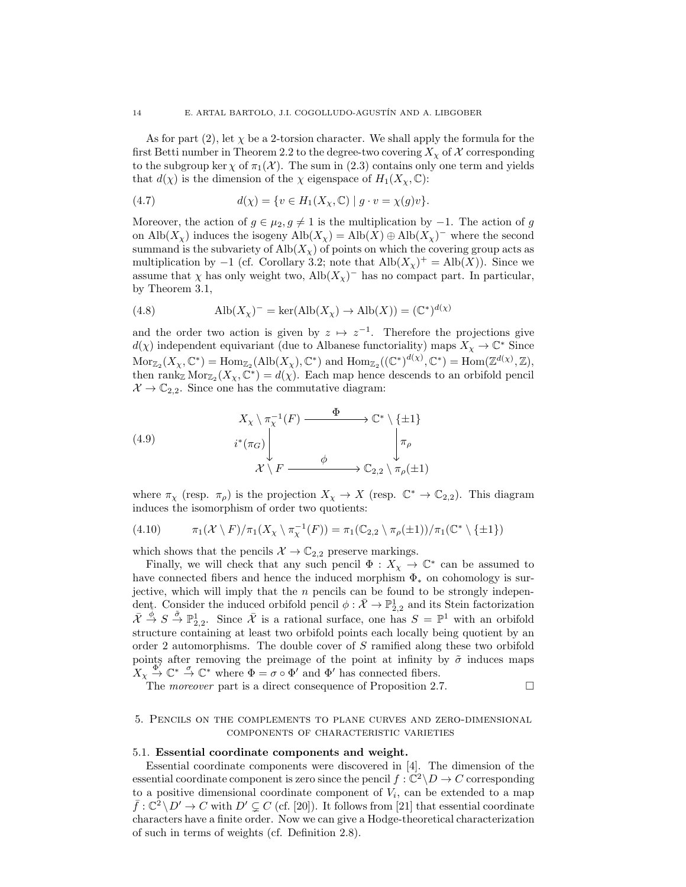As for part (2), let $\chi$ be a 2-torsion character. We shall apply the formula for the first Betti number in Theorem 2.2 to the degree-two covering $X_\chi$ of $\mathcal{X}$ corresponding to the subgroup $\ker\chi$ of $\pi_1(\mathcal{X})$. The sum in (2.3) contains only one term and yields that $d(\chi)$ is the dimension of the $\chi$ eigenspace of $H_1(X_\chi,\mathbb{C})$:

$$d(\chi) = \{v \in H_1(X_\chi,\mathbb{C}) \mid g\cdot v = \chi(g)v\}. \tag{4.7}$$

Moreover, the action of $g \in \mu_2, g \neq 1$ is the multiplication by $-1$. The action of $g$ on $\operatorname{Alb}(X_\chi)$ induces the isogeny $\operatorname{Alb}(X_\chi) = \operatorname{Alb}(X) \oplus \operatorname{Alb}(X_\chi)^-$ where the second summand is the subvariety of $\operatorname{Alb}(X_\chi)$ of points on which the covering group acts as multiplication by $-1$ (cf. Corollary 3.2; note that $\operatorname{Alb}(X_\chi)^+ = \operatorname{Alb}(X)$). Since we assume that $\chi$ has only weight two, $\operatorname{Alb}(X_\chi)^-$ has no compact part. In particular, by Theorem 3.1,

$$\operatorname{Alb}(X_\chi)^- = \ker(\operatorname{Alb}(X_\chi) \to \operatorname{Alb}(X)) = (\mathbb{C}^*)^{d(\chi)} \tag{4.8}$$

and the order two action is given by $z \mapsto z^{-1}$. Therefore the projections give $d(\chi)$ independent equivariant (due to Albanese functoriality) maps $X_\chi \to \mathbb{C}^*$ Since $\operatorname{Mor}_{\mathbb{Z}_2}(X_\chi,\mathbb{C}^*) = \operatorname{Hom}_{\mathbb{Z}_2}(\operatorname{Alb}(X_\chi),\mathbb{C}^*)$ and $\operatorname{Hom}_{\mathbb{Z}_2}((\mathbb{C}^*)^{d(\chi)},\mathbb{C}^*) = \operatorname{Hom}(\mathbb{Z}^{d(\chi)},\mathbb{Z})$, then $\operatorname{rank}_{\mathbb{Z}} \operatorname{Mor}_{\mathbb{Z}_2}(X_\chi,\mathbb{C}^*) = d(\chi)$. Each map hence descends to an orbifold pencil $\mathcal{X} \to \mathbb{C}_{2,2}$. Since one has the commutative diagram:

$$\begin{array}{ccc} X_\chi \setminus \pi_\chi^{-1}(F) & \xrightarrow{\ \Phi\ } & \mathbb{C}^* \setminus \{\pm 1\} \\ \Big\downarrow{\scriptstyle i^*(\pi_G)} & & \Big\downarrow{\scriptstyle \pi_\rho} \\ \mathcal{X} \setminus F & \xrightarrow{\ \phi\ } & \mathbb{C}_{2,2} \setminus \pi_\rho(\pm 1) \end{array} \tag{4.9}$$

where $\pi_\chi$ (resp. $\pi_\rho$) is the projection $X_\chi \to X$ (resp. $\mathbb{C}^* \to \mathbb{C}_{2,2}$). This diagram induces the isomorphism of order two quotients:

$$\pi_1(\mathcal{X} \setminus F)/\pi_1(X_\chi \setminus \pi_\chi^{-1}(F)) = \pi_1(\mathbb{C}_{2,2} \setminus \pi_\rho(\pm 1))/\pi_1(\mathbb{C}^* \setminus \{\pm 1\}) \tag{4.10}$$

which shows that the pencils $\mathcal{X} \to \mathbb{C}_{2,2}$ preserve markings.

Finally, we will check that any such pencil $\Phi : X_\chi \to \mathbb{C}^*$ can be assumed to have connected fibers and hence the induced morphism $\Phi_*$ on cohomology is surjective, which will imply that the $n$ pencils can be found to be strongly independent. Consider the induced orbifold pencil $\phi : \bar{\mathcal{X}} \to \mathbb{P}^1_{2,2}$ and its Stein factorization $\bar{\mathcal{X}} \overset{\tilde{\phi}}{\to} S \overset{\tilde{\sigma}}{\to} \mathbb{P}^1_{2,2}$. Since $\bar{\mathcal{X}}$ is a rational surface, one has $S = \mathbb{P}^1$ with an orbifold structure containing at least two orbifold points each locally being quotient by an order 2 automorphisms. The double cover of $S$ ramified along these two orbifold points after removing the preimage of the point at infinity by $\tilde{\sigma}$ induces maps $X_\chi \overset{\Phi'}{\to} \mathbb{C}^* \overset{\sigma}{\to} \mathbb{C}^*$ where $\Phi = \sigma \circ \Phi'$ and $\Phi'$ has connected fibers.

The *moreover* part is a direct consequence of Proposition 2.7. $\square$

## 5. Pencils on the complements to plane curves and zero-dimensional components of characteristic varieties

### 5.1. Essential coordinate components and weight.

Essential coordinate components were discovered in [4]. The dimension of the essential coordinate component is zero since the pencil $f : \mathbb{C}^2 \setminus D \to C$ corresponding to a positive dimensional coordinate component of $V_i$, can be extended to a map $\bar{f} : \mathbb{C}^2 \setminus D' \to C$ with $D' \subsetneq C$ (cf. [20]). It follows from [21] that essential coordinate characters have a finite order. Now we can give a Hodge-theoretical characterization of such in terms of weights (cf. Definition 2.8).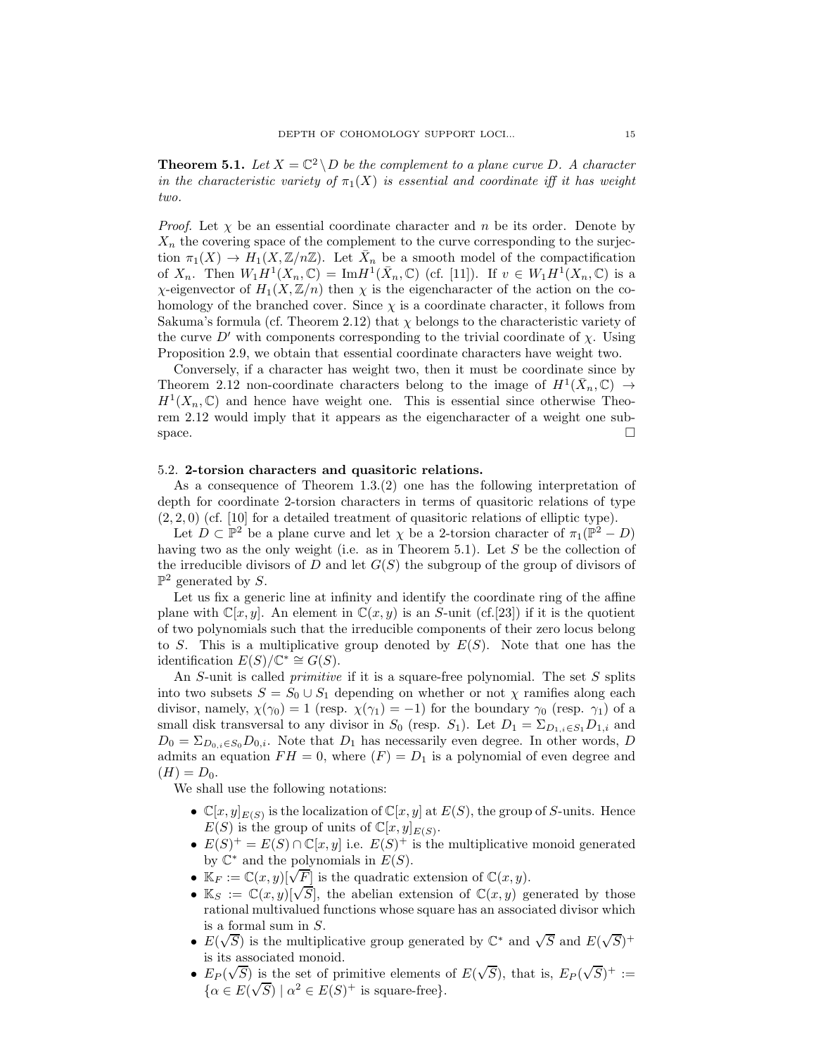**Theorem 5.1.** *Let $X = \mathbb{C}^2 \setminus D$ be the complement to a plane curve $D$. A character in the characteristic variety of $\pi_1(X)$ is essential and coordinate iff it has weight two.*

*Proof.* Let $\chi$ be an essential coordinate character and $n$ be its order. Denote by $X_n$ the covering space of the complement to the curve corresponding to the surjection $\pi_1(X) \to H_1(X, \mathbb{Z}/n\mathbb{Z})$. Let $\bar{X}_n$ be a smooth model of the compactification of $X_n$. Then $W_1 H^1(X_n, \mathbb{C}) = \mathrm{Im} H^1(\bar{X}_n, \mathbb{C})$ (cf. [11]). If $v \in W_1 H^1(X_n, \mathbb{C})$ is a $\chi$-eigenvector of $H_1(X, \mathbb{Z}/n)$ then $\chi$ is the eigencharacter of the action on the cohomology of the branched cover. Since $\chi$ is a coordinate character, it follows from Sakuma's formula (cf. Theorem 2.12) that $\chi$ belongs to the characteristic variety of the curve $D'$ with components corresponding to the trivial coordinate of $\chi$. Using Proposition 2.9, we obtain that essential coordinate characters have weight two.

Conversely, if a character has weight two, then it must be coordinate since by Theorem 2.12 non-coordinate characters belong to the image of $H^1(\bar{X}_n, \mathbb{C}) \to H^1(X_n, \mathbb{C})$ and hence have weight one. This is essential since otherwise Theorem 2.12 would imply that it appears as the eigencharacter of a weight one subspace. $\square$

### 5.2. 2-torsion characters and quasitoric relations.

As a consequence of Theorem 1.3.(2) one has the following interpretation of depth for coordinate 2-torsion characters in terms of quasitoric relations of type $(2, 2, 0)$ (cf. [10] for a detailed treatment of quasitoric relations of elliptic type).

Let $D \subset \mathbb{P}^2$ be a plane curve and let $\chi$ be a 2-torsion character of $\pi_1(\mathbb{P}^2 - D)$ having two as the only weight (i.e. as in Theorem 5.1). Let $S$ be the collection of the irreducible divisors of $D$ and let $G(S)$ the subgroup of the group of divisors of $\mathbb{P}^2$ generated by $S$.

Let us fix a generic line at infinity and identify the coordinate ring of the affine plane with $\mathbb{C}[x, y]$. An element in $\mathbb{C}(x, y)$ is an $S$-unit (cf.[23]) if it is the quotient of two polynomials such that the irreducible components of their zero locus belong to $S$. This is a multiplicative group denoted by $E(S)$. Note that one has the identification $E(S)/\mathbb{C}^* \cong G(S)$.

An $S$-unit is called *primitive* if it is a square-free polynomial. The set $S$ splits into two subsets $S = S_0 \cup S_1$ depending on whether or not $\chi$ ramifies along each divisor, namely, $\chi(\gamma_0) = 1$ (resp. $\chi(\gamma_1) = -1$) for the boundary $\gamma_0$ (resp. $\gamma_1$) of a small disk transversal to any divisor in $S_0$ (resp. $S_1$). Let $D_1 = \Sigma_{D_{1,i} \in S_1} D_{1,i}$ and $D_0 = \Sigma_{D_{0,i} \in S_0} D_{0,i}$. Note that $D_1$ has necessarily even degree. In other words, $D$ admits an equation $FH = 0$, where $(F) = D_1$ is a polynomial of even degree and $(H) = D_0$.

We shall use the following notations:

- $\mathbb{C}[x, y]_{E(S)}$ is the localization of $\mathbb{C}[x, y]$ at $E(S)$, the group of $S$-units. Hence $E(S)$ is the group of units of $\mathbb{C}[x, y]_{E(S)}$.
- $E(S)^+ = E(S) \cap \mathbb{C}[x, y]$ i.e. $E(S)^+$ is the multiplicative monoid generated by $\mathbb{C}^*$ and the polynomials in $E(S)$.
- $\mathbb{K}_F := \mathbb{C}(x, y)[\sqrt{F}]$ is the quadratic extension of $\mathbb{C}(x, y)$.
- $\mathbb{K}_S := \mathbb{C}(x, y)[\sqrt{S}]$, the abelian extension of $\mathbb{C}(x, y)$ generated by those rational multivalued functions whose square has an associated divisor which is a formal sum in $S$.
- $E(\sqrt{S})$ is the multiplicative group generated by $\mathbb{C}^*$ and $\sqrt{S}$ and $E(\sqrt{S})^+$ is its associated monoid.
- $E_P(\sqrt{S})$ is the set of primitive elements of $E(\sqrt{S})$, that is, $E_P(\sqrt{S})^+ := \{\alpha \in E(\sqrt{S}) \mid \alpha^2 \in E(S)^+ \text{ is square-free}\}$.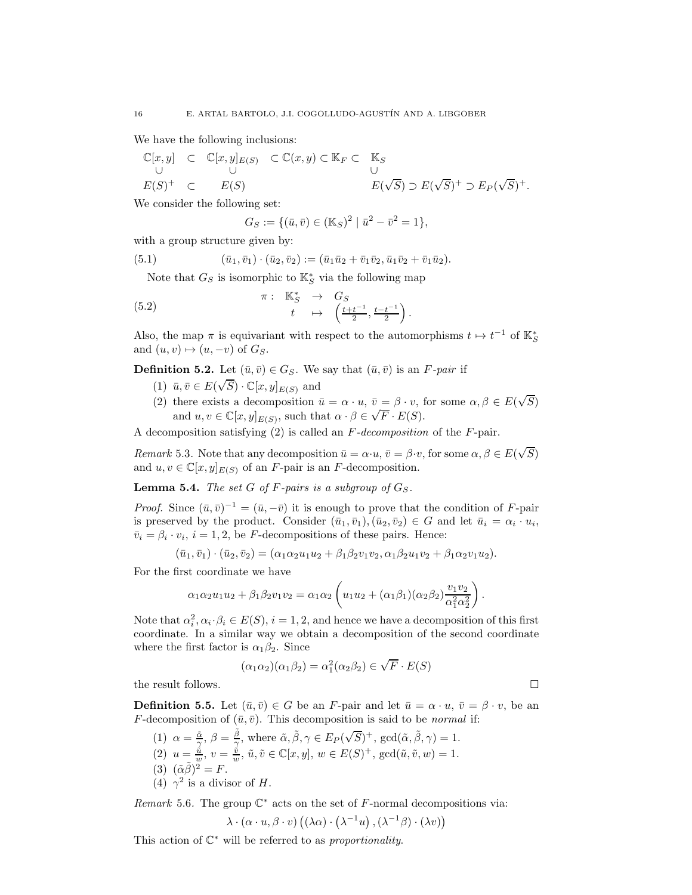We have the following inclusions:

$$
\begin{array}{ccccccc}
\mathbb{C}[x,y] & \subset & \mathbb{C}[x,y]_{E(S)} & \subset \mathbb{C}(x,y) \subset \mathbb{K}_F \subset & \mathbb{K}_S & & \\
\cup & & \cup & & \cup & & \\
E(S)^+ & \subset & E(S) & & E(\sqrt{S}) & \supset E(\sqrt{S})^+ \supset & E_P(\sqrt{S})^+.
\end{array}
$$

We consider the following set:

$$G_S := \{(\bar{u},\bar{v}) \in (\mathbb{K}_S)^2 \mid \bar{u}^2 - \bar{v}^2 = 1\},$$

with a group structure given by:

$$(\bar{u}_1,\bar{v}_1)\cdot(\bar{u}_2,\bar{v}_2) := (\bar{u}_1\bar{u}_2 + \bar{v}_1\bar{v}_2, \bar{u}_1\bar{v}_2 + \bar{v}_1\bar{u}_2). \tag{5.1}$$

Note that $G_S$ is isomorphic to $\mathbb{K}_S^*$ via the following map

$$
\begin{array}{rccc}
\pi: & \mathbb{K}_S^* & \to & G_S \\
 & t & \mapsto & \left(\frac{t+t^{-1}}{2}, \frac{t-t^{-1}}{2}\right).
\end{array} \tag{5.2}
$$

Also, the map $\pi$ is equivariant with respect to the automorphisms $t \mapsto t^{-1}$ of $\mathbb{K}_S^*$ and $(u,v) \mapsto (u,-v)$ of $G_S$.

**Definition 5.2.** Let $(\bar{u},\bar{v}) \in G_S$. We say that $(\bar{u},\bar{v})$ is an *$F$-pair* if

1. $\bar{u},\bar{v} \in E(\sqrt{S}) \cdot \mathbb{C}[x,y]_{E(S)}$ and
2. there exists a decomposition $\bar{u} = \alpha \cdot u$, $\bar{v} = \beta \cdot v$, for some $\alpha,\beta \in E(\sqrt{S})$ and $u,v \in \mathbb{C}[x,y]_{E(S)}$, such that $\alpha\cdot\beta \in \sqrt{F}\cdot E(S)$.

A decomposition satisfying (2) is called an *$F$-decomposition* of the $F$-pair.

*Remark* 5.3. Note that any decomposition $\bar{u} = \alpha\cdot u$, $\bar{v} = \beta\cdot v$, for some $\alpha,\beta \in E(\sqrt{S})$ and $u,v \in \mathbb{C}[x,y]_{E(S)}$ of an $F$-pair is an $F$-decomposition.

**Lemma 5.4.** *The set $G$ of $F$-pairs is a subgroup of $G_S$.*

*Proof.* Since $(\bar{u},\bar{v})^{-1} = (\bar{u},-\bar{v})$ it is enough to prove that the condition of $F$-pair is preserved by the product. Consider $(\bar{u}_1,\bar{v}_1),(\bar{u}_2,\bar{v}_2) \in G$ and let $\bar{u}_i = \alpha_i\cdot u_i$, $\bar{v}_i = \beta_i\cdot v_i$, $i=1,2$, be $F$-decompositions of these pairs. Hence:

$$(\bar{u}_1,\bar{v}_1)\cdot(\bar{u}_2,\bar{v}_2) = (\alpha_1\alpha_2 u_1u_2 + \beta_1\beta_2 v_1v_2, \alpha_1\beta_2 u_1v_2 + \beta_1\alpha_2 v_1u_2).$$

For the first coordinate we have

$$\alpha_1\alpha_2 u_1u_2 + \beta_1\beta_2 v_1v_2 = \alpha_1\alpha_2\left(u_1u_2 + (\alpha_1\beta_1)(\alpha_2\beta_2)\frac{v_1v_2}{\alpha_1^2\alpha_2^2}\right).$$

Note that $\alpha_i^2, \alpha_i\cdot\beta_i \in E(S)$, $i=1,2$, and hence we have a decomposition of this first coordinate. In a similar way we obtain a decomposition of the second coordinate where the first factor is $\alpha_1\beta_2$. Since

$$(\alpha_1\alpha_2)(\alpha_1\beta_2) = \alpha_1^2(\alpha_2\beta_2) \in \sqrt{F}\cdot E(S)$$

the result follows. $\square$

**Definition 5.5.** Let $(\bar{u},\bar{v}) \in G$ be an $F$-pair and let $\bar{u} = \alpha\cdot u$, $\bar{v} = \beta\cdot v$, be an $F$-decomposition of $(\bar{u},\bar{v})$. This decomposition is said to be *normal* if:

1. $\alpha = \frac{\tilde{\alpha}}{\gamma}$, $\beta = \frac{\tilde{\beta}}{\gamma}$, where $\tilde{\alpha},\tilde{\beta},\gamma \in E_P(\sqrt{S})^+$, $\gcd(\tilde{\alpha},\tilde{\beta},\gamma) = 1$.
2. $u = \frac{\tilde{u}}{w}$, $v = \frac{\tilde{v}}{w}$, $\tilde{u},\tilde{v} \in \mathbb{C}[x,y]$, $w \in E(S)^+$, $\gcd(\tilde{u},\tilde{v},w) = 1$.
3. $(\tilde{\alpha}\tilde{\beta})^2 = F$.
4. $\gamma^2$ is a divisor of $H$.

*Remark* 5.6. The group $\mathbb{C}^*$ acts on the set of $F$-normal decompositions via:

$$\lambda\cdot(\alpha\cdot u, \beta\cdot v)\left((\lambda\alpha)\cdot\left(\lambda^{-1}u\right), (\lambda^{-1}\beta)\cdot(\lambda v)\right)$$

This action of $\mathbb{C}^*$ will be referred to as *proportionality*.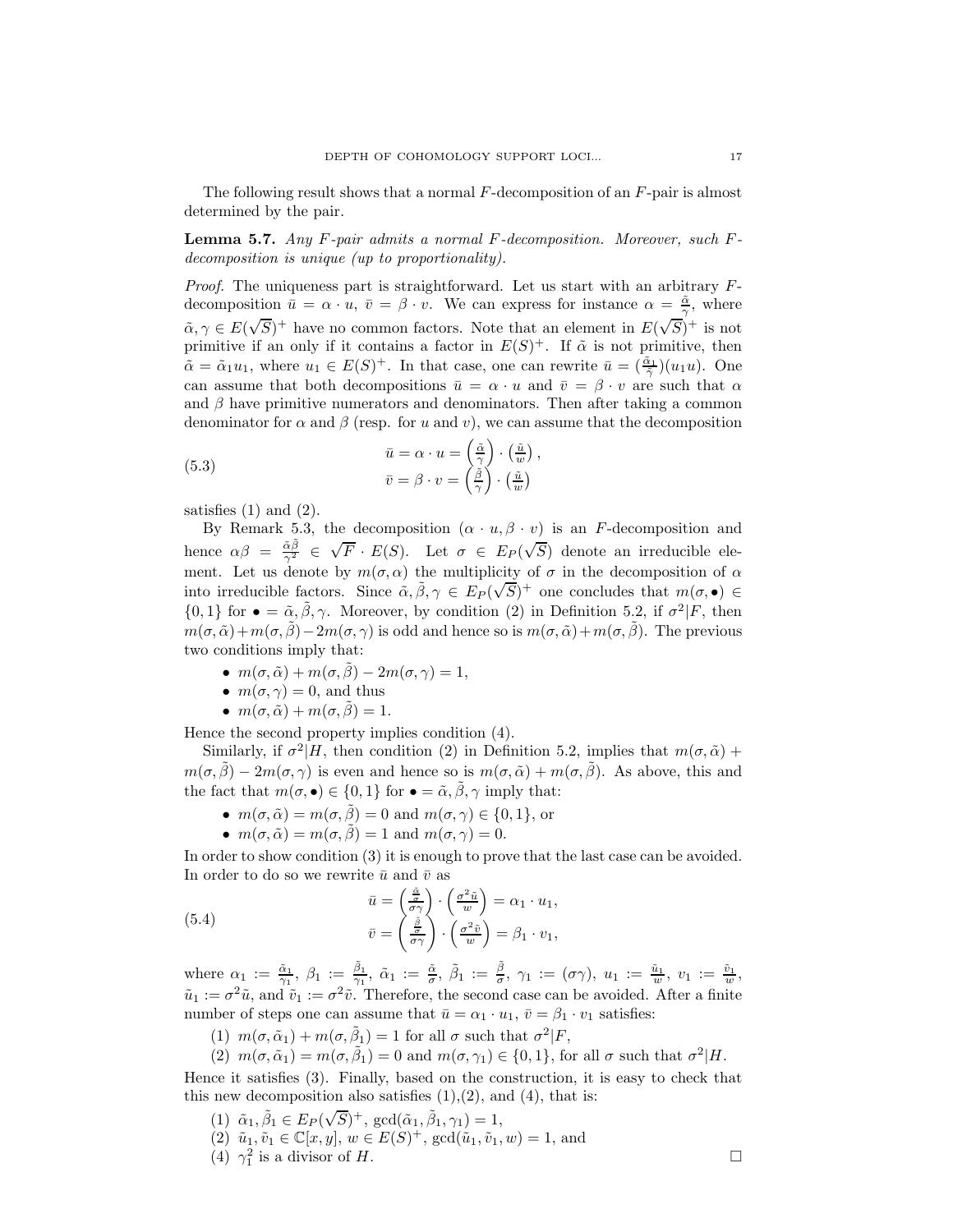The following result shows that a normal $F$-decomposition of an $F$-pair is almost determined by the pair.

**Lemma 5.7.** *Any $F$-pair admits a normal $F$-decomposition. Moreover, such $F$-decomposition is unique (up to proportionality).*

*Proof.* The uniqueness part is straightforward. Let us start with an arbitrary $F$-decomposition $\bar{u} = \alpha \cdot u$, $\bar{v} = \beta \cdot v$. We can express for instance $\alpha = \frac{\tilde{\alpha}}{\gamma}$, where $\tilde{\alpha}, \gamma \in E(\sqrt{S})^+$ have no common factors. Note that an element in $E(\sqrt{S})^+$ is not primitive if an only if it contains a factor in $E(S)^+$. If $\tilde{\alpha}$ is not primitive, then $\tilde{\alpha} = \tilde{\alpha}_1 u_1$, where $u_1 \in E(S)^+$. In that case, one can rewrite $\bar{u} = (\frac{\tilde{\alpha}_1}{\gamma})(u_1 u)$. One can assume that both decompositions $\bar{u} = \alpha \cdot u$ and $\bar{v} = \beta \cdot v$ are such that $\alpha$ and $\beta$ have primitive numerators and denominators. Then after taking a common denominator for $\alpha$ and $\beta$ (resp. for $u$ and $v$), we can assume that the decomposition

$$
\begin{aligned}
\bar{u} &= \alpha \cdot u = \left(\tfrac{\tilde{\alpha}}{\gamma}\right) \cdot \left(\tfrac{\tilde{u}}{w}\right), \\
\bar{v} &= \beta \cdot v = \left(\tfrac{\tilde{\beta}}{\gamma}\right) \cdot \left(\tfrac{\tilde{u}}{w}\right)
\end{aligned}
\tag{5.3}
$$

satisfies (1) and (2).

By Remark 5.3, the decomposition $(\alpha \cdot u, \beta \cdot v)$ is an $F$-decomposition and hence $\alpha\beta = \frac{\tilde{\alpha}\tilde{\beta}}{\gamma^2} \in \sqrt{F} \cdot E(S)$. Let $\sigma \in E_P(\sqrt{S})$ denote an irreducible element. Let us denote by $m(\sigma, \alpha)$ the multiplicity of $\sigma$ in the decomposition of $\alpha$ into irreducible factors. Since $\tilde{\alpha}, \tilde{\beta}, \gamma \in E_P(\sqrt{S})^+$ one concludes that $m(\sigma, \bullet) \in \{0, 1\}$ for $\bullet = \tilde{\alpha}, \tilde{\beta}, \gamma$. Moreover, by condition (2) in Definition 5.2, if $\sigma^2 | F$, then $m(\sigma, \tilde{\alpha}) + m(\sigma, \tilde{\beta}) - 2m(\sigma, \gamma)$ is odd and hence so is $m(\sigma, \tilde{\alpha}) + m(\sigma, \tilde{\beta})$. The previous two conditions imply that:

- $m(\sigma, \tilde{\alpha}) + m(\sigma, \tilde{\beta}) - 2m(\sigma, \gamma) = 1$,
- $m(\sigma, \gamma) = 0$, and thus
- $m(\sigma, \tilde{\alpha}) + m(\sigma, \tilde{\beta}) = 1$.

Hence the second property implies condition (4).

Similarly, if $\sigma^2 | H$, then condition (2) in Definition 5.2, implies that $m(\sigma, \tilde{\alpha}) + m(\sigma, \tilde{\beta}) - 2m(\sigma, \gamma)$ is even and hence so is $m(\sigma, \tilde{\alpha}) + m(\sigma, \tilde{\beta})$. As above, this and the fact that $m(\sigma, \bullet) \in \{0, 1\}$ for $\bullet = \tilde{\alpha}, \tilde{\beta}, \gamma$ imply that:

- $m(\sigma, \tilde{\alpha}) = m(\sigma, \tilde{\beta}) = 0$ and $m(\sigma, \gamma) \in \{0, 1\}$, or
- $m(\sigma, \tilde{\alpha}) = m(\sigma, \tilde{\beta}) = 1$ and $m(\sigma, \gamma) = 0$.

In order to show condition (3) it is enough to prove that the last case can be avoided. In order to do so we rewrite $\bar{u}$ and $\bar{v}$ as

$$
\begin{aligned}
\bar{u} &= \left(\frac{\frac{\tilde{\alpha}}{\sigma}}{\sigma\gamma}\right) \cdot \left(\frac{\sigma^2 \tilde{u}}{w}\right) = \alpha_1 \cdot u_1, \\
\bar{v} &= \left(\frac{\frac{\tilde{\beta}}{\sigma}}{\sigma\gamma}\right) \cdot \left(\frac{\sigma^2 \tilde{v}}{w}\right) = \beta_1 \cdot v_1,
\end{aligned}
\tag{5.4}
$$

where $\alpha_1 := \frac{\tilde{\alpha}_1}{\gamma_1}$, $\beta_1 := \frac{\tilde{\beta}_1}{\gamma_1}$, $\tilde{\alpha}_1 := \frac{\tilde{\alpha}}{\sigma}$, $\tilde{\beta}_1 := \frac{\tilde{\beta}}{\sigma}$, $\gamma_1 := (\sigma\gamma)$, $u_1 := \frac{\tilde{u}_1}{w}$, $v_1 := \frac{\tilde{v}_1}{w}$, $\tilde{u}_1 := \sigma^2 \tilde{u}$, and $\tilde{v}_1 := \sigma^2 \tilde{v}$. Therefore, the second case can be avoided. After a finite number of steps one can assume that $\bar{u} = \alpha_1 \cdot u_1$, $\bar{v} = \beta_1 \cdot v_1$ satisfies:

(1) $m(\sigma, \tilde{\alpha}_1) + m(\sigma, \tilde{\beta}_1) = 1$ for all $\sigma$ such that $\sigma^2 | F$,

(2) $m(\sigma, \tilde{\alpha}_1) = m(\sigma, \tilde{\beta}_1) = 0$ and $m(\sigma, \gamma_1) \in \{0, 1\}$, for all $\sigma$ such that $\sigma^2 | H$.

Hence it satisfies (3). Finally, based on the construction, it is easy to check that this new decomposition also satisfies (1),(2), and (4), that is:

(1) $\tilde{\alpha}_1, \tilde{\beta}_1 \in E_P(\sqrt{S})^+$, $\gcd(\tilde{\alpha}_1, \tilde{\beta}_1, \gamma_1) = 1$,

(2) $\tilde{u}_1, \tilde{v}_1 \in \mathbb{C}[x, y]$, $w \in E(S)^+$, $\gcd(\tilde{u}_1, \tilde{v}_1, w) = 1$, and

(4) $\gamma_1^2$ is a divisor of $H$. $\square$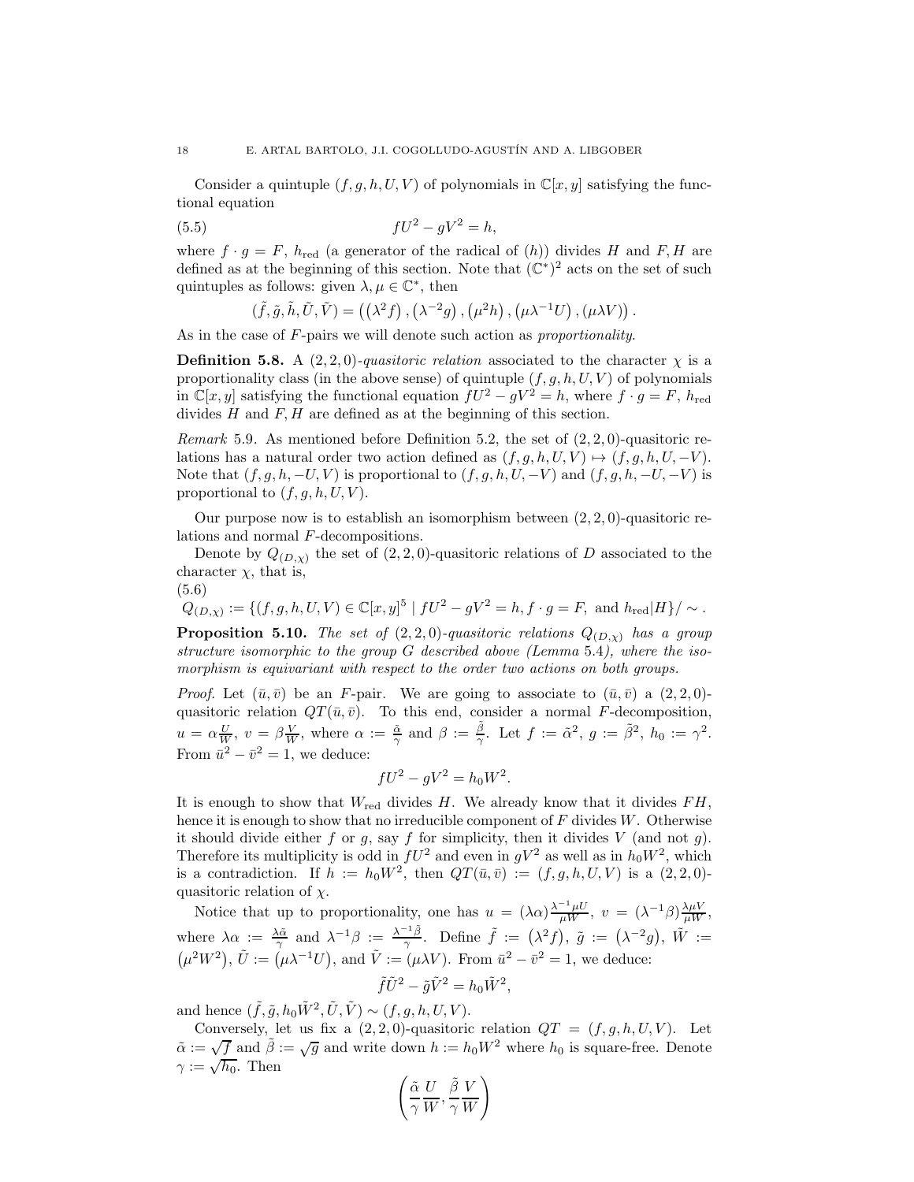Consider a quintuple $(f, g, h, U, V)$ of polynomials in $\mathbb{C}[x, y]$ satisfying the functional equation

$$fU^2 - gV^2 = h, \tag{5.5}$$

where $f \cdot g = F$, $h_{\text{red}}$ (a generator of the radical of $(h)$) divides $H$ and $F, H$ are defined as at the beginning of this section. Note that $(\mathbb{C}^*)^2$ acts on the set of such quintuples as follows: given $\lambda, \mu \in \mathbb{C}^*$, then

$$(\tilde{f}, \tilde{g}, \tilde{h}, \tilde{U}, \tilde{V}) = \left(\left(\lambda^2 f\right), \left(\lambda^{-2} g\right), \left(\mu^2 h\right), \left(\mu\lambda^{-1} U\right), \left(\mu\lambda V\right)\right).$$

As in the case of $F$-pairs we will denote such action as *proportionality*.

**Definition 5.8.** A $(2,2,0)$-*quasitoric relation* associated to the character $\chi$ is a proportionality class (in the above sense) of quintuple $(f, g, h, U, V)$ of polynomials in $\mathbb{C}[x, y]$ satisfying the functional equation $fU^2 - gV^2 = h$, where $f \cdot g = F$, $h_{\text{red}}$ divides $H$ and $F, H$ are defined as at the beginning of this section.

*Remark* 5.9. As mentioned before Definition 5.2, the set of $(2,2,0)$-quasitoric relations has a natural order two action defined as $(f, g, h, U, V) \mapsto (f, g, h, U, -V)$. Note that $(f, g, h, -U, V)$ is proportional to $(f, g, h, U, -V)$ and $(f, g, h, -U, -V)$ is proportional to $(f, g, h, U, V)$.

Our purpose now is to establish an isomorphism between $(2,2,0)$-quasitoric relations and normal $F$-decompositions.

Denote by $Q_{(D,\chi)}$ the set of $(2,2,0)$-quasitoric relations of $D$ associated to the character $\chi$, that is,

$$Q_{(D,\chi)} := \{(f, g, h, U, V) \in \mathbb{C}[x, y]^5 \mid fU^2 - gV^2 = h, f \cdot g = F, \text{ and } h_{\text{red}} | H\}/\sim. \tag{5.6}$$

**Proposition 5.10.** *The set of $(2,2,0)$-quasitoric relations $Q_{(D,\chi)}$ has a group structure isomorphic to the group $G$ described above (Lemma 5.4), where the isomorphism is equivariant with respect to the order two actions on both groups.*

*Proof.* Let $(\bar{u}, \bar{v})$ be an $F$-pair. We are going to associate to $(\bar{u}, \bar{v})$ a $(2,2,0)$-quasitoric relation $QT(\bar{u}, \bar{v})$. To this end, consider a normal $F$-decomposition, $u = \alpha\frac{U}{W}$, $v = \beta\frac{V}{W}$, where $\alpha := \frac{\tilde{\alpha}}{\gamma}$ and $\beta := \frac{\tilde{\beta}}{\gamma}$. Let $f := \tilde{\alpha}^2$, $g := \tilde{\beta}^2$, $h_0 := \gamma^2$. From $\bar{u}^2 - \bar{v}^2 = 1$, we deduce:

$$fU^2 - gV^2 = h_0 W^2.$$

It is enough to show that $W_{\text{red}}$ divides $H$. We already know that it divides $FH$, hence it is enough to show that no irreducible component of $F$ divides $W$. Otherwise it should divide either $f$ or $g$, say $f$ for simplicity, then it divides $V$ (and not $g$). Therefore its multiplicity is odd in $fU^2$ and even in $gV^2$ as well as in $h_0W^2$, which is a contradiction. If $h := h_0 W^2$, then $QT(\bar{u}, \bar{v}) := (f, g, h, U, V)$ is a $(2,2,0)$-quasitoric relation of $\chi$.

Notice that up to proportionality, one has $u = (\lambda\alpha)\frac{\lambda^{-1}\mu U}{\mu W}$, $v = (\lambda^{-1}\beta)\frac{\lambda\mu V}{\mu W}$, where $\lambda\alpha := \frac{\lambda\tilde{\alpha}}{\gamma}$ and $\lambda^{-1}\beta := \frac{\lambda^{-1}\tilde{\beta}}{\gamma}$. Define $\tilde{f} := \left(\lambda^2 f\right)$, $\tilde{g} := \left(\lambda^{-2} g\right)$, $\tilde{W} := \left(\mu^2 W^2\right)$, $\tilde{U} := \left(\mu\lambda^{-1} U\right)$, and $\tilde{V} := \left(\mu\lambda V\right)$. From $\bar{u}^2 - \bar{v}^2 = 1$, we deduce:

$$\tilde{f}\tilde{U}^2 - \tilde{g}\tilde{V}^2 = h_0 \tilde{W}^2,$$

and hence $(\tilde{f}, \tilde{g}, h_0\tilde{W}^2, \tilde{U}, \tilde{V}) \sim (f, g, h, U, V)$.

Conversely, let us fix a $(2,2,0)$-quasitoric relation $QT = (f, g, h, U, V)$. Let $\tilde{\alpha} := \sqrt{f}$ and $\tilde{\beta} := \sqrt{g}$ and write down $h := h_0 W^2$ where $h_0$ is square-free. Denote $\gamma := \sqrt{h_0}$. Then

$$\left(\frac{\tilde{\alpha}}{\gamma}\frac{U}{W}, \frac{\tilde{\beta}}{\gamma}\frac{V}{W}\right)$$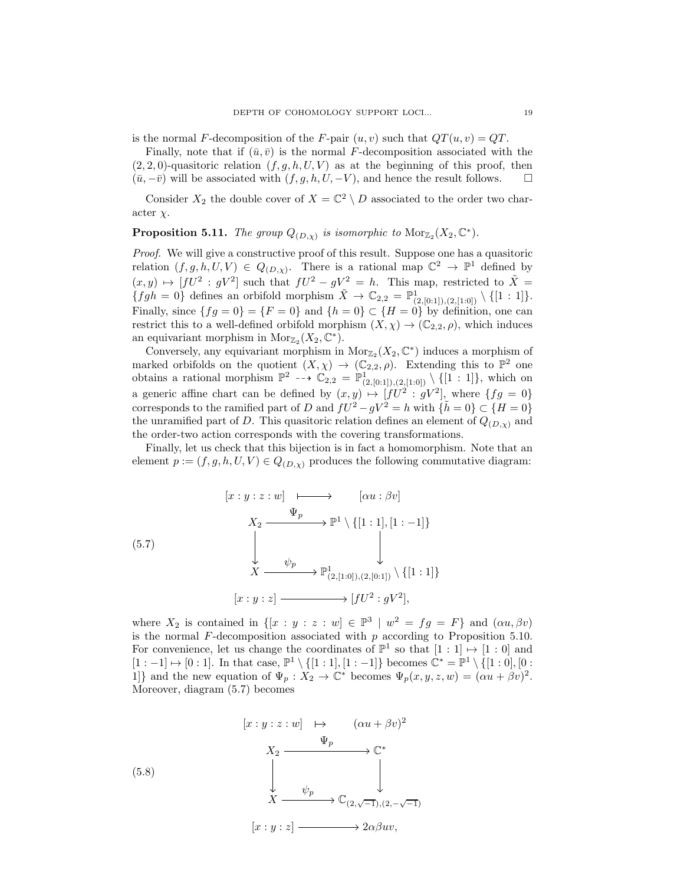is the normal $F$-decomposition of the $F$-pair $(u,v)$ such that $QT(u,v) = QT$.

Finally, note that if $(\bar{u},\bar{v})$ is the normal $F$-decomposition associated with the $(2,2,0)$-quasitoric relation $(f,g,h,U,V)$ as at the beginning of this proof, then $(\bar{u},-\bar{v})$ will be associated with $(f,g,h,U,-V)$, and hence the result follows. $\square$

Consider $X_2$ the double cover of $X = \mathbb{C}^2 \setminus D$ associated to the order two character $\chi$.

**Proposition 5.11.** *The group $Q_{(D,\chi)}$ is isomorphic to $\operatorname{Mor}_{\mathbb{Z}_2}(X_2,\mathbb{C}^*)$.*

*Proof.* We will give a constructive proof of this result. Suppose one has a quasitoric relation $(f,g,h,U,V) \in Q_{(D,\chi)}$. There is a rational map $\mathbb{C}^2 \to \mathbb{P}^1$ defined by $(x,y) \mapsto [fU^2 : gV^2]$ such that $fU^2 - gV^2 = h$. This map, restricted to $\tilde{X} = \{fgh = 0\}$ defines an orbifold morphism $\tilde{X} \to \mathbb{C}_{2,2} = \mathbb{P}^1_{(2,[0:1]),(2,[1:0])} \setminus \{[1:1]\}$. Finally, since $\{fg = 0\} = \{F = 0\}$ and $\{h = 0\} \subset \{H = 0\}$ by definition, one can restrict this to a well-defined orbifold morphism $(X,\chi) \to (\mathbb{C}_{2,2},\rho)$, which induces an equivariant morphism in $\operatorname{Mor}_{\mathbb{Z}_2}(X_2,\mathbb{C}^*)$.

Conversely, any equivariant morphism in $\operatorname{Mor}_{\mathbb{Z}_2}(X_2,\mathbb{C}^*)$ induces a morphism of marked orbifolds on the quotient $(X,\chi) \to (\mathbb{C}_{2,2},\rho)$. Extending this to $\mathbb{P}^2$ one obtains a rational morphism $\mathbb{P}^2 \dashrightarrow \mathbb{C}_{2,2} = \mathbb{P}^1_{(2,[0:1]),(2,[1:0])} \setminus \{[1:1]\}$, which on a generic affine chart can be defined by $(x,y) \mapsto [fU^2 : gV^2]$, where $\{fg = 0\}$ corresponds to the ramified part of $D$ and $fU^2 - gV^2 = h$ with $\{\tilde{h} = 0\} \subset \{H = 0\}$ the unramified part of $D$. This quasitoric relation defines an element of $Q_{(D,\chi)}$ and the order-two action corresponds with the covering transformations.

Finally, let us check that this bijection is in fact a homomorphism. Note that an element $p := (f,g,h,U,V) \in Q_{(D,\chi)}$ produces the following commutative diagram:

$$
\begin{array}{ccc}
[x:y:z:w] & \longmapsto & [\alpha u : \beta v] \\
X_2 & \xrightarrow{\ \Psi_p\ } & \mathbb{P}^1 \setminus \{[1:1],[1:-1]\} \\
\big\downarrow & & \big\downarrow \\
X & \xrightarrow{\ \psi_p\ } & \mathbb{P}^1_{(2,[1:0]),(2,[0:1])} \setminus \{[1:1]\} \\
[x:y:z] & \longrightarrow & [fU^2 : gV^2],
\end{array}
\tag{5.7}
$$

where $X_2$ is contained in $\{[x:y:z:w] \in \mathbb{P}^3 \mid w^2 = fg = F\}$ and $(\alpha u, \beta v)$ is the normal $F$-decomposition associated with $p$ according to Proposition 5.10. For convenience, let us change the coordinates of $\mathbb{P}^1$ so that $[1:1] \mapsto [1:0]$ and $[1:-1] \mapsto [0:1]$. In that case, $\mathbb{P}^1 \setminus \{[1:1],[1:-1]\}$ becomes $\mathbb{C}^* = \mathbb{P}^1 \setminus \{[1:0],[0:1]\}$ and the new equation of $\Psi_p : X_2 \to \mathbb{C}^*$ becomes $\Psi_p(x,y,z,w) = (\alpha u + \beta v)^2$. Moreover, diagram (5.7) becomes

$$
\begin{array}{ccc}
[x:y:z:w] & \mapsto & (\alpha u + \beta v)^2 \\
X_2 & \xrightarrow{\ \Psi_p\ } & \mathbb{C}^* \\
\big\downarrow & & \big\downarrow \\
X & \xrightarrow{\ \psi_p\ } & \mathbb{C}_{(2,\sqrt{-1}),(2,-\sqrt{-1})} \\
[x:y:z] & \longrightarrow & 2\alpha\beta uv,
\end{array}
\tag{5.8}
$$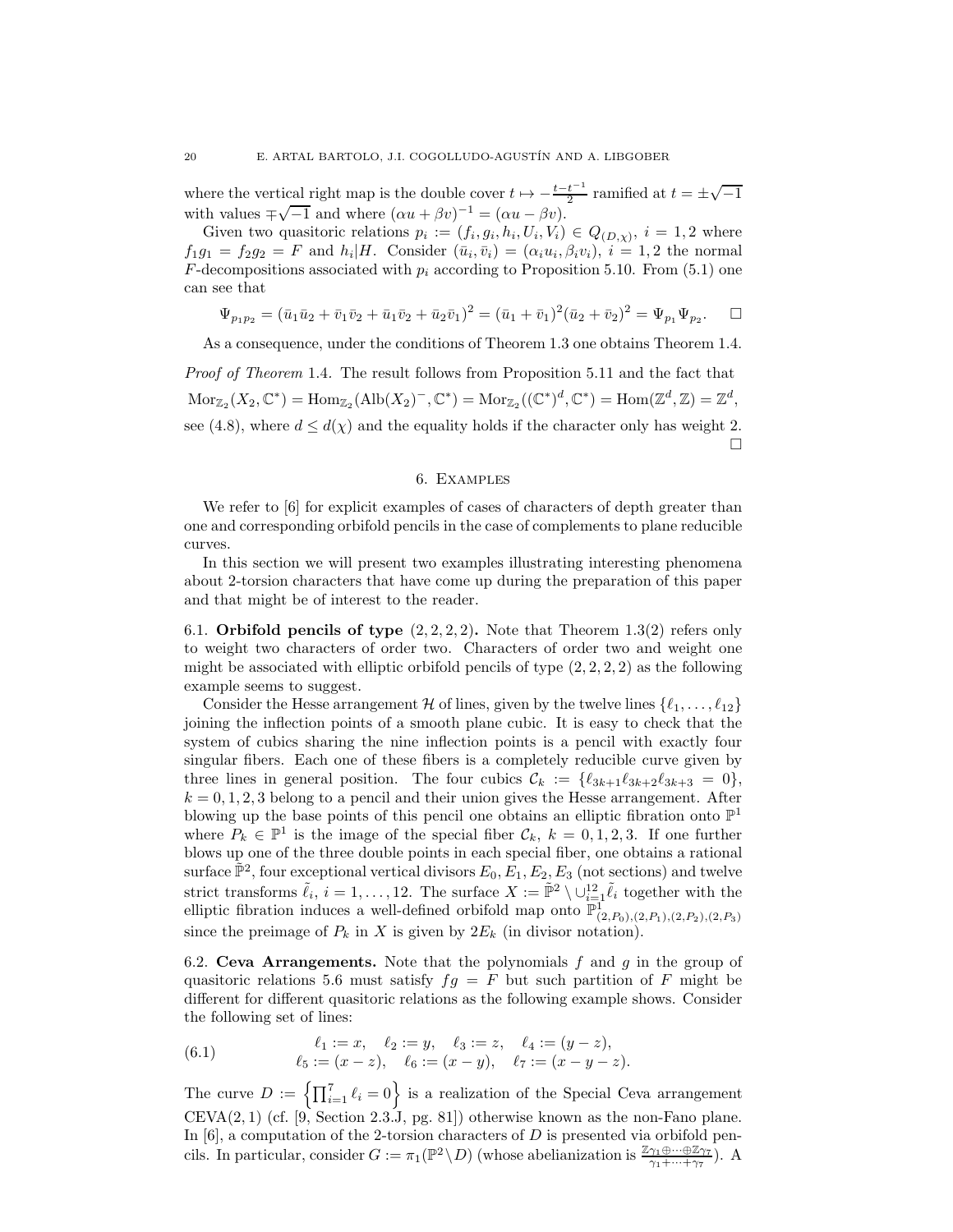where the vertical right map is the double cover $t \mapsto -\frac{t-t^{-1}}{2}$ ramified at $t = \pm\sqrt{-1}$ with values $\mp\sqrt{-1}$ and where $(\alpha u + \beta v)^{-1} = (\alpha u - \beta v)$.

Given two quasitoric relations $p_i := (f_i, g_i, h_i, U_i, V_i) \in Q_{(D,\chi)}$, $i = 1, 2$ where $f_1 g_1 = f_2 g_2 = F$ and $h_i | H$. Consider $(\bar{u}_i, \bar{v}_i) = (\alpha_i u_i, \beta_i v_i)$, $i = 1, 2$ the normal $F$-decompositions associated with $p_i$ according to Proposition 5.10. From (5.1) one can see that

$$\Psi_{p_1 p_2} = (\bar{u}_1\bar{u}_2 + \bar{v}_1\bar{v}_2 + \bar{u}_1\bar{v}_2 + \bar{u}_2\bar{v}_1)^2 = (\bar{u}_1 + \bar{v}_1)^2(\bar{u}_2 + \bar{v}_2)^2 = \Psi_{p_1}\Psi_{p_2}. \qquad \square$$

As a consequence, under the conditions of Theorem 1.3 one obtains Theorem 1.4.

*Proof of Theorem* 1.4. The result follows from Proposition 5.11 and the fact that

$$\operatorname{Mor}_{\mathbb{Z}_2}(X_2, \mathbb{C}^*) = \operatorname{Hom}_{\mathbb{Z}_2}(\operatorname{Alb}(X_2)^-, \mathbb{C}^*) = \operatorname{Mor}_{\mathbb{Z}_2}((\mathbb{C}^*)^d, \mathbb{C}^*) = \operatorname{Hom}(\mathbb{Z}^d, \mathbb{Z}) = \mathbb{Z}^d,$$

see (4.8), where $d \leq d(\chi)$ and the equality holds if the character only has weight 2. $\square$

## 6. Examples

We refer to [6] for explicit examples of cases of characters of depth greater than one and corresponding orbifold pencils in the case of complements to plane reducible curves.

In this section we will present two examples illustrating interesting phenomena about 2-torsion characters that have come up during the preparation of this paper and that might be of interest to the reader.

6.1. **Orbifold pencils of type** $(2, 2, 2, 2)$**.** Note that Theorem 1.3(2) refers only to weight two characters of order two. Characters of order two and weight one might be associated with elliptic orbifold pencils of type $(2, 2, 2, 2)$ as the following example seems to suggest.

Consider the Hesse arrangement $\mathcal{H}$ of lines, given by the twelve lines $\{\ell_1, \ldots, \ell_{12}\}$ joining the inflection points of a smooth plane cubic. It is easy to check that the system of cubics sharing the nine inflection points is a pencil with exactly four singular fibers. Each one of these fibers is a completely reducible curve given by three lines in general position. The four cubics $\mathcal{C}_k := \{\ell_{3k+1}\ell_{3k+2}\ell_{3k+3} = 0\}$, $k = 0, 1, 2, 3$ belong to a pencil and their union gives the Hesse arrangement. After blowing up the base points of this pencil one obtains an elliptic fibration onto $\mathbb{P}^1$ where $P_k \in \mathbb{P}^1$ is the image of the special fiber $\mathcal{C}_k$, $k = 0, 1, 2, 3$. If one further blows up one of the three double points in each special fiber, one obtains a rational surface $\tilde{\mathbb{P}}^2$, four exceptional vertical divisors $E_0, E_1, E_2, E_3$ (not sections) and twelve strict transforms $\tilde{\ell}_i$, $i = 1, \ldots, 12$. The surface $X := \tilde{\mathbb{P}}^2 \setminus \cup_{i=1}^{12} \tilde{\ell}_i$ together with the elliptic fibration induces a well-defined orbifold map onto $\mathbb{P}^1_{(2,P_0),(2,P_1),(2,P_2),(2,P_3)}$ since the preimage of $P_k$ in $X$ is given by $2E_k$ (in divisor notation).

6.2. **Ceva Arrangements.** Note that the polynomials $f$ and $g$ in the group of quasitoric relations 5.6 must satisfy $fg = F$ but such partition of $F$ might be different for different quasitoric relations as the following example shows. Consider the following set of lines:

$$\begin{aligned} \ell_1 &:= x, \quad \ell_2 := y, \quad \ell_3 := z, \quad \ell_4 := (y - z), \\ \ell_5 &:= (x - z), \quad \ell_6 := (x - y), \quad \ell_7 := (x - y - z). \end{aligned} \tag{6.1}$$

The curve $D := \left\{\prod_{i=1}^{7} \ell_i = 0\right\}$ is a realization of the Special Ceva arrangement CEVA(2, 1) (cf. [9, Section 2.3.J, pg. 81]) otherwise known as the non-Fano plane. In [6], a computation of the 2-torsion characters of $D$ is presented via orbifold pencils. In particular, consider $G := \pi_1(\mathbb{P}^2 \setminus D)$ (whose abelianization is $\frac{\mathbb{Z}\gamma_1 \oplus \cdots \oplus \mathbb{Z}\gamma_7}{\gamma_1 + \cdots + \gamma_7}$). A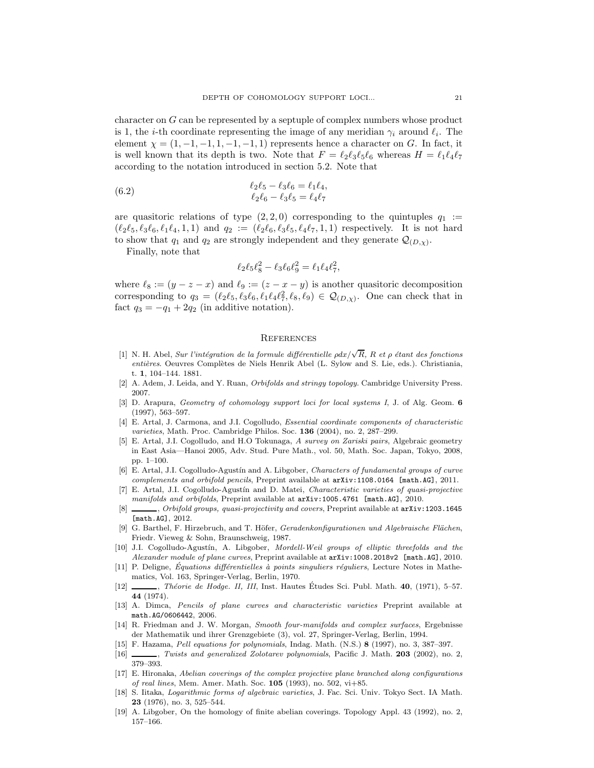character on $G$ can be represented by a septuple of complex numbers whose product is 1, the $i$-th coordinate representing the image of any meridian $\gamma_i$ around $\ell_i$. The element $\chi = (1, -1, -1, 1, -1, -1, 1)$ represents hence a character on $G$. In fact, it is well known that its depth is two. Note that $F = \ell_2\ell_3\ell_5\ell_6$ whereas $H = \ell_1\ell_4\ell_7$ according to the notation introduced in section 5.2. Note that

$$
\begin{aligned}
\ell_2\ell_5 - \ell_3\ell_6 &= \ell_1\ell_4, \\
\ell_2\ell_6 - \ell_3\ell_5 &= \ell_4\ell_7
\end{aligned}
\tag{6.2}
$$

are quasitoric relations of type $(2, 2, 0)$ corresponding to the quintuples $q_1 := (\ell_2\ell_5, \ell_3\ell_6, \ell_1\ell_4, 1, 1)$ and $q_2 := (\ell_2\ell_6, \ell_3\ell_5, \ell_4\ell_7, 1, 1)$ respectively. It is not hard to show that $q_1$ and $q_2$ are strongly independent and they generate $\mathcal{Q}_{(D,\chi)}$.

Finally, note that

$$\ell_2\ell_5\ell_8^2 - \ell_3\ell_6\ell_9^2 = \ell_1\ell_4\ell_7^2,$$

where $\ell_8 := (y - z - x)$ and $\ell_9 := (z - x - y)$ is another quasitoric decomposition corresponding to $q_3 = (\ell_2\ell_5, \ell_3\ell_6, \ell_1\ell_4\ell_7^2, \ell_8, \ell_9) \in \mathcal{Q}_{(D,\chi)}$. One can check that in fact $q_3 = -q_1 + 2q_2$ (in additive notation).

## References

[1] N. H. Abel, *Sur l'intégration de la formule différentielle $\rho dx/\sqrt{R}$, R et $\rho$ étant des fonctions entières*. Oeuvres Complètes de Niels Henrik Abel (L. Sylow and S. Lie, eds.). Christiania, t. **1**, 104–144. 1881.

[2] A. Adem, J. Leida, and Y. Ruan, *Orbifolds and stringy topology.* Cambridge University Press. 2007.

[3] D. Arapura, *Geometry of cohomology support loci for local systems I*, J. of Alg. Geom. **6** (1997), 563–597.

[4] E. Artal, J. Carmona, and J.I. Cogolludo, *Essential coordinate components of characteristic varieties*, Math. Proc. Cambridge Philos. Soc. **136** (2004), no. 2, 287–299.

[5] E. Artal, J.I. Cogolludo, and H.O Tokunaga, *A survey on Zariski pairs*, Algebraic geometry in East Asia—Hanoi 2005, Adv. Stud. Pure Math., vol. 50, Math. Soc. Japan, Tokyo, 2008, pp. 1–100.

[6] E. Artal, J.I. Cogolludo-Agustín and A. Libgober, *Characters of fundamental groups of curve complements and orbifold pencils*, Preprint available at `arXiv:1108.0164 [math.AG]`, 2011.

[7] E. Artal, J.I. Cogolludo-Agustín and D. Matei, *Characteristic varieties of quasi-projective manifolds and orbifolds*, Preprint available at `arXiv:1005.4761 [math.AG]`, 2010.

[8] ______, *Orbifold groups, quasi-projectivity and covers*, Preprint available at `arXiv:1203.1645 [math.AG]`, 2012.

[9] G. Barthel, F. Hirzebruch, and T. Höfer, *Geradenkonfigurationen und Algebraische Flächen*, Friedr. Vieweg & Sohn, Braunschweig, 1987.

[10] J.I. Cogolludo-Agustín, A. Libgober, *Mordell-Weil groups of elliptic threefolds and the Alexander module of plane curves*, Preprint available at `arXiv:1008.2018v2 [math.AG]`, 2010.

[11] P. Deligne, *Équations différentielles à points singuliers réguliers*, Lecture Notes in Mathematics, Vol. 163, Springer-Verlag, Berlin, 1970.

[12] ______, *Théorie de Hodge. II, III*, Inst. Hautes Études Sci. Publ. Math. **40**, (1971), 5–57. **44** (1974).

[13] A. Dimca, *Pencils of plane curves and characteristic varieties* Preprint available at `math.AG/0606442`, 2006.

[14] R. Friedman and J. W. Morgan, *Smooth four-manifolds and complex surfaces*, Ergebnisse der Mathematik und ihrer Grenzgebiete (3), vol. 27, Springer-Verlag, Berlin, 1994.

[15] F. Hazama, *Pell equations for polynomials*, Indag. Math. (N.S.) **8** (1997), no. 3, 387–397.

[16] ______, *Twists and generalized Zolotarev polynomials*, Pacific J. Math. **203** (2002), no. 2, 379–393.

[17] E. Hironaka, *Abelian coverings of the complex projective plane branched along configurations of real lines*, Mem. Amer. Math. Soc. **105** (1993), no. 502, vi+85.

[18] S. Iitaka, *Logarithmic forms of algebraic varieties*, J. Fac. Sci. Univ. Tokyo Sect. IA Math. **23** (1976), no. 3, 525–544.

[19] A. Libgober, On the homology of finite abelian coverings. Topology Appl. 43 (1992), no. 2, 157–166.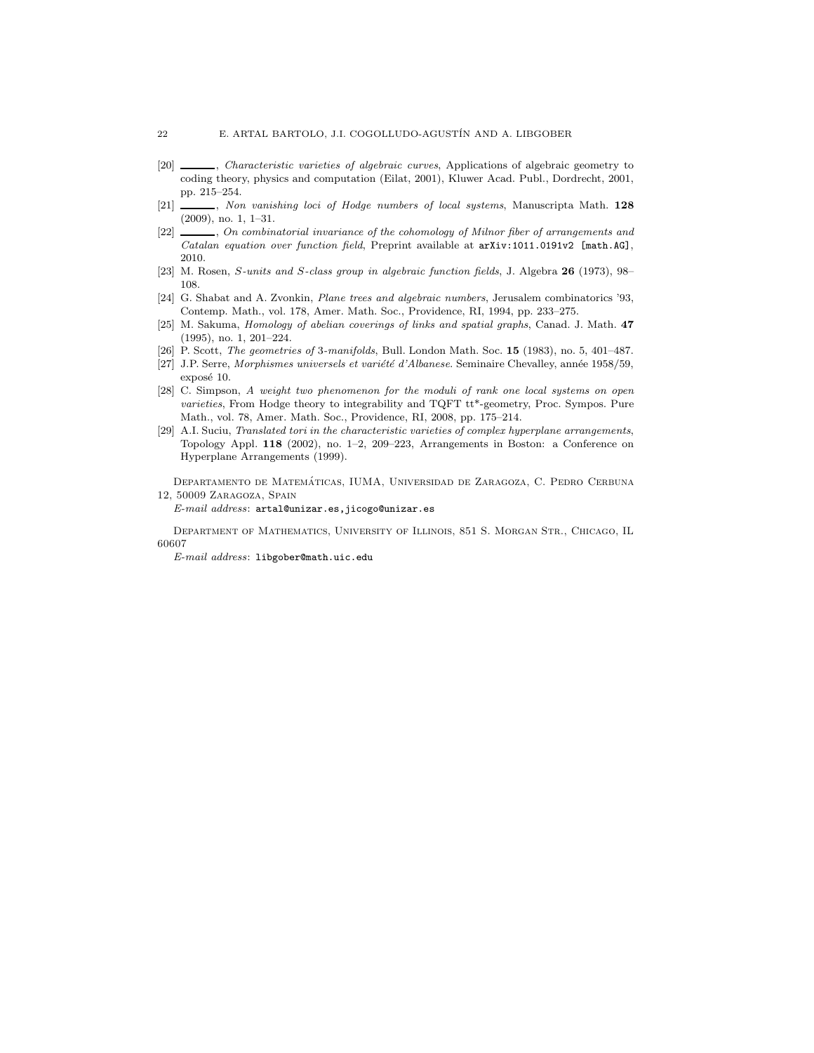[20] ———, *Characteristic varieties of algebraic curves*, Applications of algebraic geometry to coding theory, physics and computation (Eilat, 2001), Kluwer Acad. Publ., Dordrecht, 2001, pp. 215–254.

[21] ———, *Non vanishing loci of Hodge numbers of local systems*, Manuscripta Math. **128** (2009), no. 1, 1–31.

[22] ———, *On combinatorial invariance of the cohomology of Milnor fiber of arrangements and Catalan equation over function field*, Preprint available at `arXiv:1011.0191v2 [math.AG]`, 2010.

[23] M. Rosen, *S-units and S-class group in algebraic function fields*, J. Algebra **26** (1973), 98–108.

[24] G. Shabat and A. Zvonkin, *Plane trees and algebraic numbers*, Jerusalem combinatorics '93, Contemp. Math., vol. 178, Amer. Math. Soc., Providence, RI, 1994, pp. 233–275.

[25] M. Sakuma, *Homology of abelian coverings of links and spatial graphs*, Canad. J. Math. **47** (1995), no. 1, 201–224.

[26] P. Scott, *The geometries of 3-manifolds*, Bull. London Math. Soc. **15** (1983), no. 5, 401–487.

[27] J.P. Serre, *Morphismes universels et variété d'Albanese*. Seminaire Chevalley, année 1958/59, exposé 10.

[28] C. Simpson, *A weight two phenomenon for the moduli of rank one local systems on open varieties*, From Hodge theory to integrability and TQFT tt*-geometry, Proc. Sympos. Pure Math., vol. 78, Amer. Math. Soc., Providence, RI, 2008, pp. 175–214.

[29] A.I. Suciu, *Translated tori in the characteristic varieties of complex hyperplane arrangements*, Topology Appl. **118** (2002), no. 1–2, 209–223, Arrangements in Boston: a Conference on Hyperplane Arrangements (1999).

Departamento de Matemáticas, IUMA, Universidad de Zaragoza, C. Pedro Cerbuna 12, 50009 Zaragoza, Spain

*E-mail address*: `artal@unizar.es,jicogo@unizar.es`

Department of Mathematics, University of Illinois, 851 S. Morgan Str., Chicago, IL 60607

*E-mail address*: `libgober@math.uic.edu`